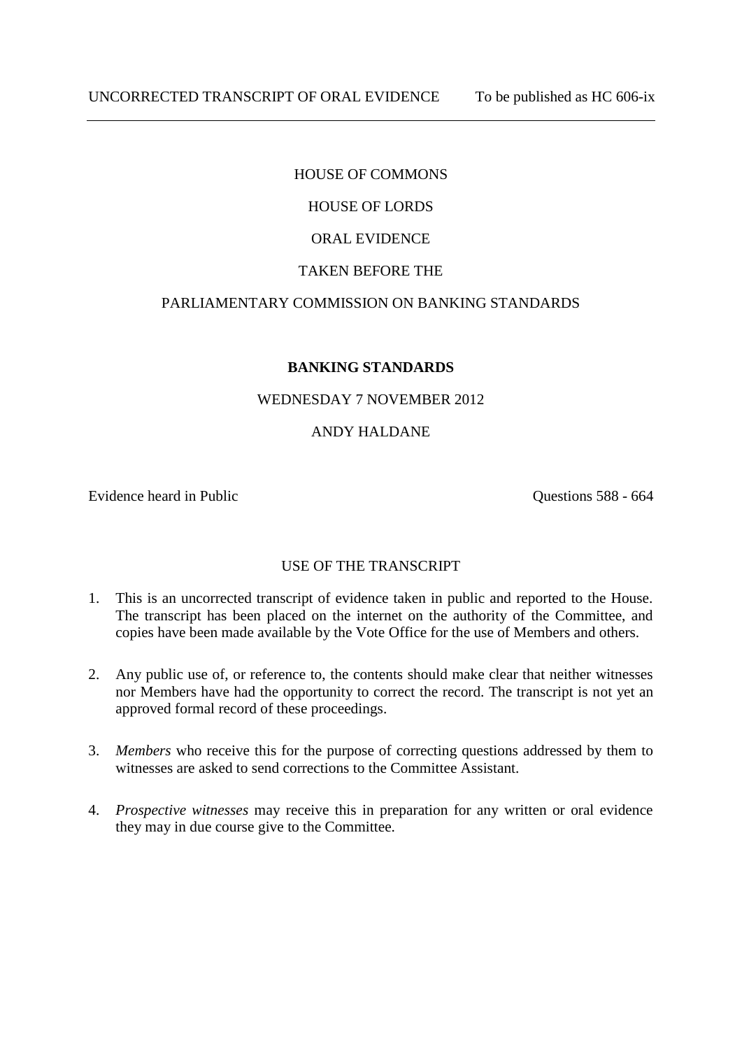UNCORRECTED TRANSCRIPT OF ORAL EVIDENCE To be published as HC 606-ix

---

HOUSE OF COMMONS

HOUSE OF LORDS

ORAL EVIDENCE

TAKEN BEFORE THE

PARLIAMENTARY COMMISSION ON BANKING STANDARDS

**BANKING STANDARDS**

WEDNESDAY 7 NOVEMBER 2012

ANDY HALDANE

Evidence heard in Public Questions 588 - 664

USE OF THE TRANSCRIPT

1. This is an uncorrected transcript of evidence taken in public and reported to the House. The transcript has been placed on the internet on the authority of the Committee, and copies have been made available by the Vote Office for the use of Members and others.

2. Any public use of, or reference to, the contents should make clear that neither witnesses nor Members have had the opportunity to correct the record. The transcript is not yet an approved formal record of these proceedings.

3. *Members* who receive this for the purpose of correcting questions addressed by them to witnesses are asked to send corrections to the Committee Assistant.

4. *Prospective witnesses* may receive this in preparation for any written or oral evidence they may in due course give to the Committee.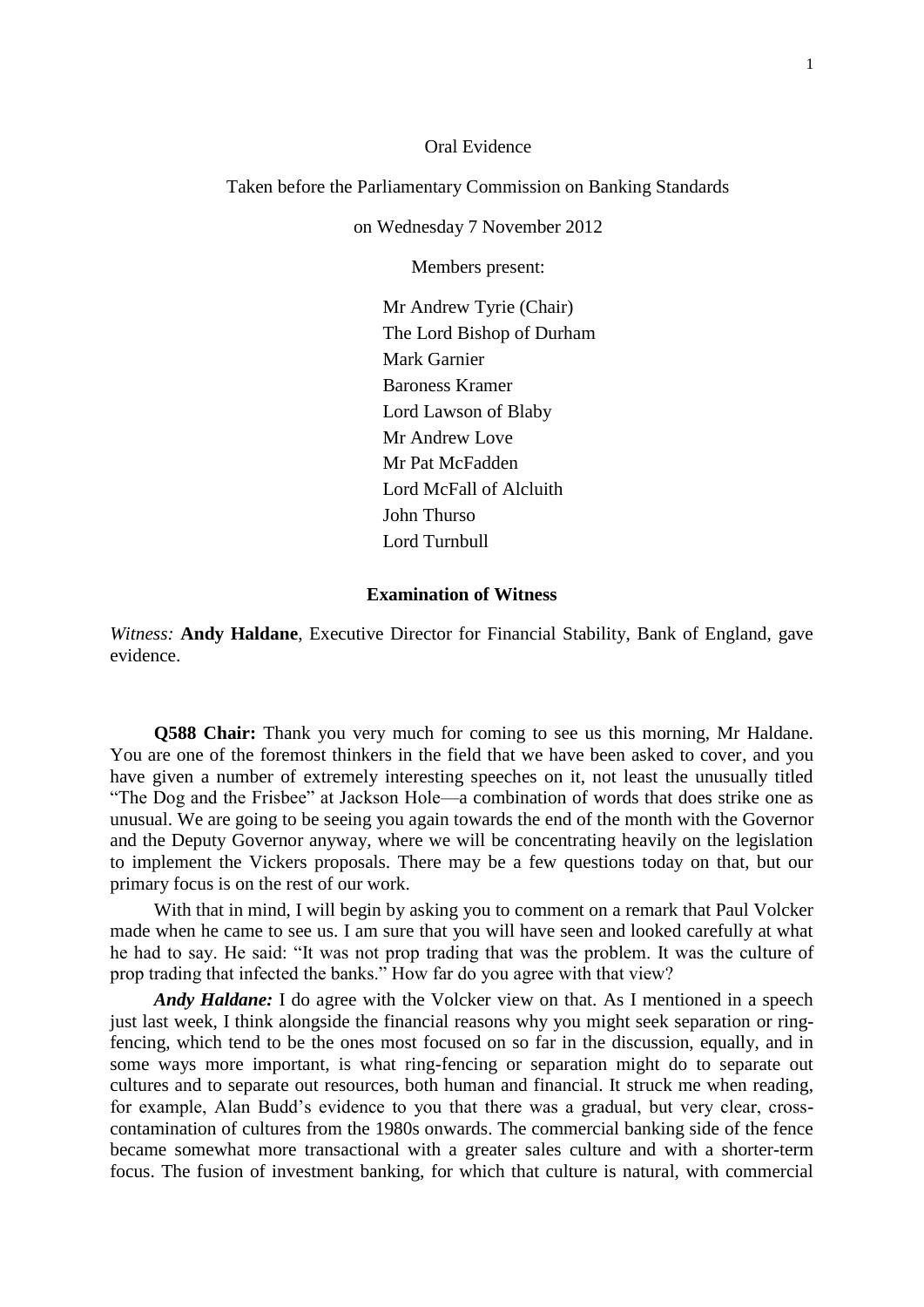Oral Evidence

Taken before the Parliamentary Commission on Banking Standards

on Wednesday 7 November 2012

Members present:

Mr Andrew Tyrie (Chair)
The Lord Bishop of Durham
Mark Garnier
Baroness Kramer
Lord Lawson of Blaby
Mr Andrew Love
Mr Pat McFadden
Lord McFall of Alcluith
John Thurso
Lord Turnbull

**Examination of Witness**

*Witness:* **Andy Haldane**, Executive Director for Financial Stability, Bank of England, gave evidence.

**Q588 Chair:** Thank you very much for coming to see us this morning, Mr Haldane. You are one of the foremost thinkers in the field that we have been asked to cover, and you have given a number of extremely interesting speeches on it, not least the unusually titled "The Dog and the Frisbee" at Jackson Hole—a combination of words that does strike one as unusual. We are going to be seeing you again towards the end of the month with the Governor and the Deputy Governor anyway, where we will be concentrating heavily on the legislation to implement the Vickers proposals. There may be a few questions today on that, but our primary focus is on the rest of our work.

With that in mind, I will begin by asking you to comment on a remark that Paul Volcker made when he came to see us. I am sure that you will have seen and looked carefully at what he had to say. He said: "It was not prop trading that was the problem. It was the culture of prop trading that infected the banks." How far do you agree with that view?

***Andy Haldane:*** I do agree with the Volcker view on that. As I mentioned in a speech just last week, I think alongside the financial reasons why you might seek separation or ring-fencing, which tend to be the ones most focused on so far in the discussion, equally, and in some ways more important, is what ring-fencing or separation might do to separate out cultures and to separate out resources, both human and financial. It struck me when reading, for example, Alan Budd's evidence to you that there was a gradual, but very clear, cross-contamination of cultures from the 1980s onwards. The commercial banking side of the fence became somewhat more transactional with a greater sales culture and with a shorter-term focus. The fusion of investment banking, for which that culture is natural, with commercial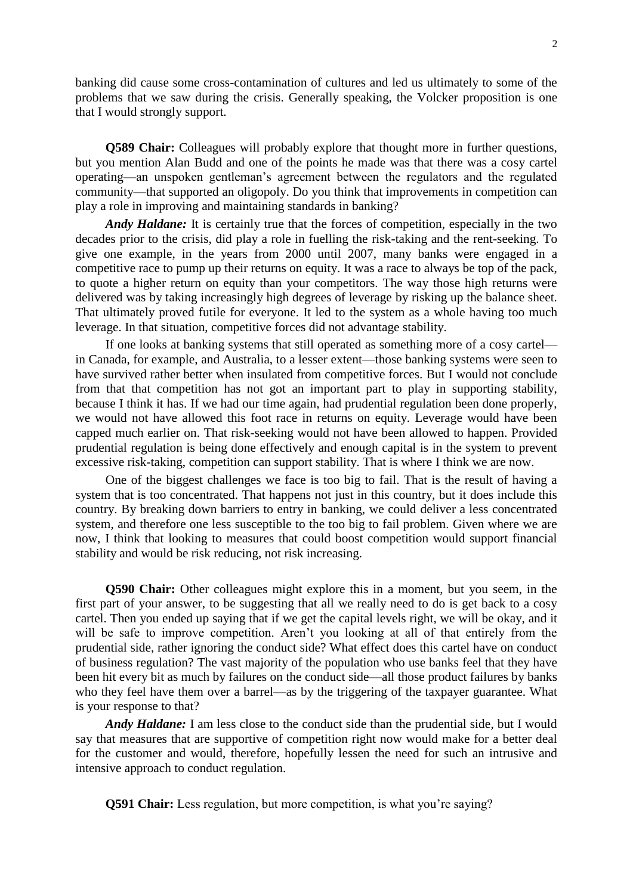banking did cause some cross-contamination of cultures and led us ultimately to some of the problems that we saw during the crisis. Generally speaking, the Volcker proposition is one that I would strongly support.

**Q589 Chair:** Colleagues will probably explore that thought more in further questions, but you mention Alan Budd and one of the points he made was that there was a cosy cartel operating—an unspoken gentleman's agreement between the regulators and the regulated community—that supported an oligopoly. Do you think that improvements in competition can play a role in improving and maintaining standards in banking?

***Andy Haldane:*** It is certainly true that the forces of competition, especially in the two decades prior to the crisis, did play a role in fuelling the risk-taking and the rent-seeking. To give one example, in the years from 2000 until 2007, many banks were engaged in a competitive race to pump up their returns on equity. It was a race to always be top of the pack, to quote a higher return on equity than your competitors. The way those high returns were delivered was by taking increasingly high degrees of leverage by risking up the balance sheet. That ultimately proved futile for everyone. It led to the system as a whole having too much leverage. In that situation, competitive forces did not advantage stability.

If one looks at banking systems that still operated as something more of a cosy cartel—in Canada, for example, and Australia, to a lesser extent—those banking systems were seen to have survived rather better when insulated from competitive forces. But I would not conclude from that that competition has not got an important part to play in supporting stability, because I think it has. If we had our time again, had prudential regulation been done properly, we would not have allowed this foot race in returns on equity. Leverage would have been capped much earlier on. That risk-seeking would not have been allowed to happen. Provided prudential regulation is being done effectively and enough capital is in the system to prevent excessive risk-taking, competition can support stability. That is where I think we are now.

One of the biggest challenges we face is too big to fail. That is the result of having a system that is too concentrated. That happens not just in this country, but it does include this country. By breaking down barriers to entry in banking, we could deliver a less concentrated system, and therefore one less susceptible to the too big to fail problem. Given where we are now, I think that looking to measures that could boost competition would support financial stability and would be risk reducing, not risk increasing.

**Q590 Chair:** Other colleagues might explore this in a moment, but you seem, in the first part of your answer, to be suggesting that all we really need to do is get back to a cosy cartel. Then you ended up saying that if we get the capital levels right, we will be okay, and it will be safe to improve competition. Aren't you looking at all of that entirely from the prudential side, rather ignoring the conduct side? What effect does this cartel have on conduct of business regulation? The vast majority of the population who use banks feel that they have been hit every bit as much by failures on the conduct side—all those product failures by banks who they feel have them over a barrel—as by the triggering of the taxpayer guarantee. What is your response to that?

***Andy Haldane:*** I am less close to the conduct side than the prudential side, but I would say that measures that are supportive of competition right now would make for a better deal for the customer and would, therefore, hopefully lessen the need for such an intrusive and intensive approach to conduct regulation.

**Q591 Chair:** Less regulation, but more competition, is what you're saying?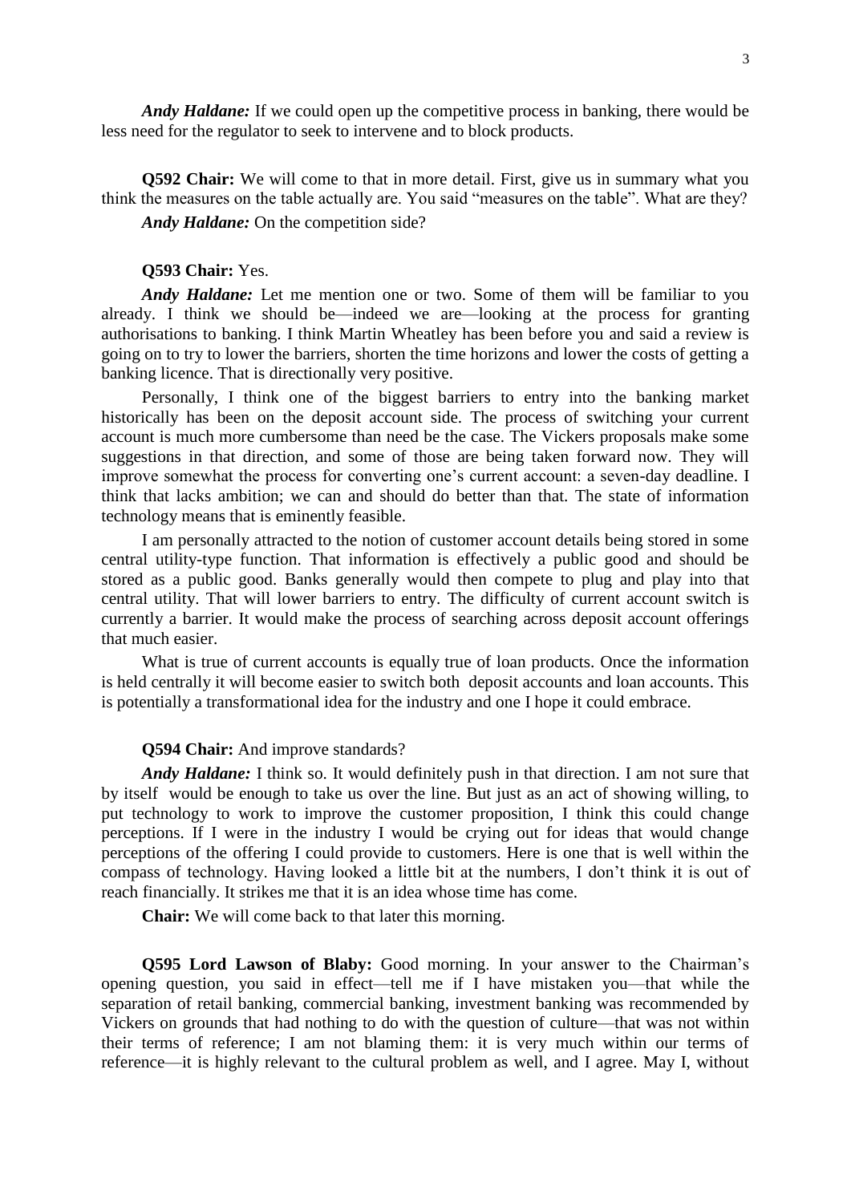*Andy Haldane:* If we could open up the competitive process in banking, there would be less need for the regulator to seek to intervene and to block products.

**Q592 Chair:** We will come to that in more detail. First, give us in summary what you think the measures on the table actually are. You said "measures on the table". What are they?

*Andy Haldane:* On the competition side?

**Q593 Chair:** Yes.

*Andy Haldane:* Let me mention one or two. Some of them will be familiar to you already. I think we should be—indeed we are—looking at the process for granting authorisations to banking. I think Martin Wheatley has been before you and said a review is going on to try to lower the barriers, shorten the time horizons and lower the costs of getting a banking licence. That is directionally very positive.

Personally, I think one of the biggest barriers to entry into the banking market historically has been on the deposit account side. The process of switching your current account is much more cumbersome than need be the case. The Vickers proposals make some suggestions in that direction, and some of those are being taken forward now. They will improve somewhat the process for converting one's current account: a seven-day deadline. I think that lacks ambition; we can and should do better than that. The state of information technology means that is eminently feasible.

I am personally attracted to the notion of customer account details being stored in some central utility-type function. That information is effectively a public good and should be stored as a public good. Banks generally would then compete to plug and play into that central utility. That will lower barriers to entry. The difficulty of current account switch is currently a barrier. It would make the process of searching across deposit account offerings that much easier.

What is true of current accounts is equally true of loan products. Once the information is held centrally it will become easier to switch both deposit accounts and loan accounts. This is potentially a transformational idea for the industry and one I hope it could embrace.

**Q594 Chair:** And improve standards?

*Andy Haldane:* I think so. It would definitely push in that direction. I am not sure that by itself would be enough to take us over the line. But just as an act of showing willing, to put technology to work to improve the customer proposition, I think this could change perceptions. If I were in the industry I would be crying out for ideas that would change perceptions of the offering I could provide to customers. Here is one that is well within the compass of technology. Having looked a little bit at the numbers, I don't think it is out of reach financially. It strikes me that it is an idea whose time has come.

**Chair:** We will come back to that later this morning.

**Q595 Lord Lawson of Blaby:** Good morning. In your answer to the Chairman's opening question, you said in effect—tell me if I have mistaken you—that while the separation of retail banking, commercial banking, investment banking was recommended by Vickers on grounds that had nothing to do with the question of culture—that was not within their terms of reference; I am not blaming them: it is very much within our terms of reference—it is highly relevant to the cultural problem as well, and I agree. May I, without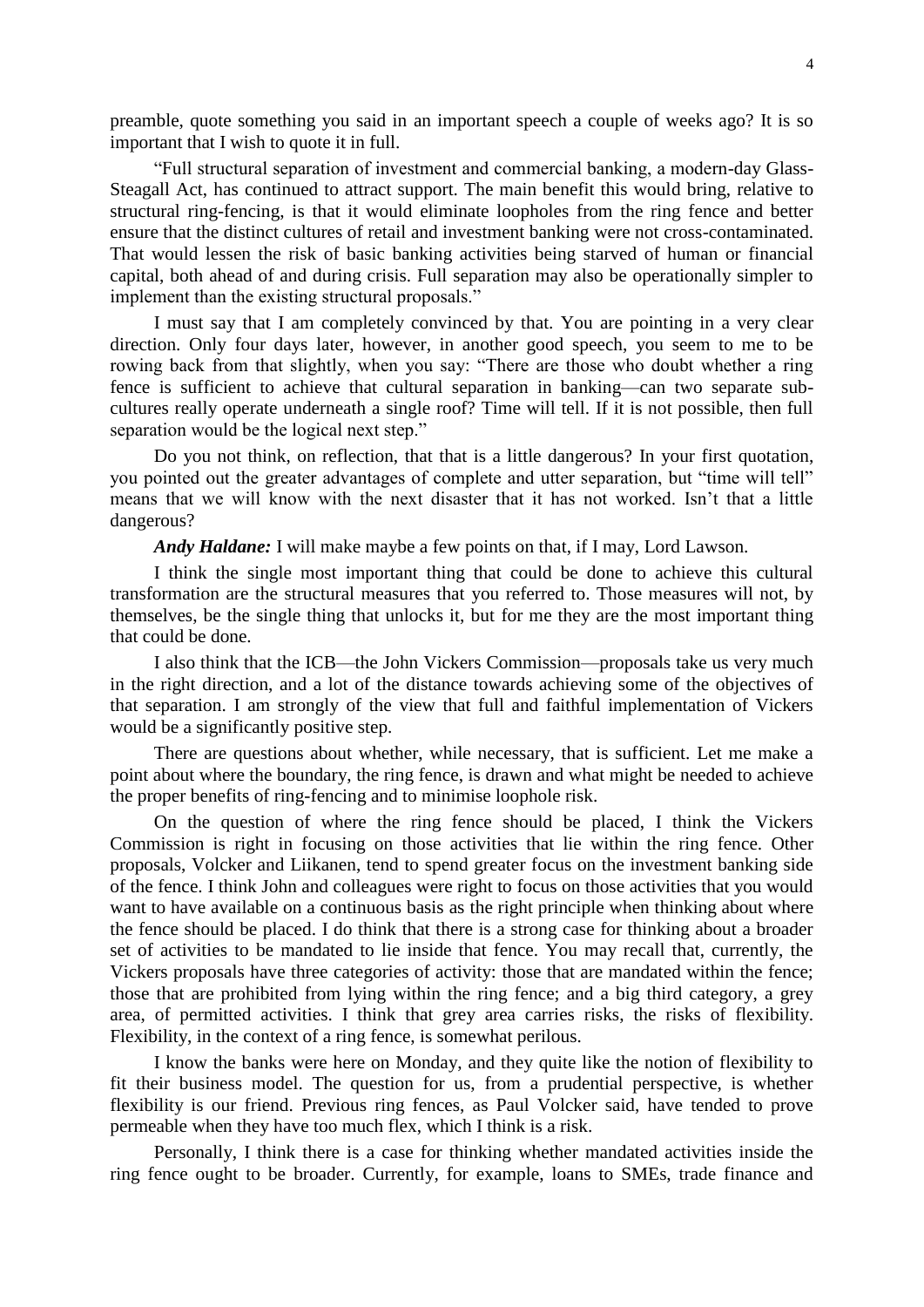preamble, quote something you said in an important speech a couple of weeks ago? It is so important that I wish to quote it in full.

"Full structural separation of investment and commercial banking, a modern-day Glass-Steagall Act, has continued to attract support. The main benefit this would bring, relative to structural ring-fencing, is that it would eliminate loopholes from the ring fence and better ensure that the distinct cultures of retail and investment banking were not cross-contaminated. That would lessen the risk of basic banking activities being starved of human or financial capital, both ahead of and during crisis. Full separation may also be operationally simpler to implement than the existing structural proposals."

I must say that I am completely convinced by that. You are pointing in a very clear direction. Only four days later, however, in another good speech, you seem to me to be rowing back from that slightly, when you say: "There are those who doubt whether a ring fence is sufficient to achieve that cultural separation in banking—can two separate sub-cultures really operate underneath a single roof? Time will tell. If it is not possible, then full separation would be the logical next step."

Do you not think, on reflection, that that is a little dangerous? In your first quotation, you pointed out the greater advantages of complete and utter separation, but "time will tell" means that we will know with the next disaster that it has not worked. Isn't that a little dangerous?

***Andy Haldane:*** I will make maybe a few points on that, if I may, Lord Lawson.

I think the single most important thing that could be done to achieve this cultural transformation are the structural measures that you referred to. Those measures will not, by themselves, be the single thing that unlocks it, but for me they are the most important thing that could be done.

I also think that the ICB—the John Vickers Commission—proposals take us very much in the right direction, and a lot of the distance towards achieving some of the objectives of that separation. I am strongly of the view that full and faithful implementation of Vickers would be a significantly positive step.

There are questions about whether, while necessary, that is sufficient. Let me make a point about where the boundary, the ring fence, is drawn and what might be needed to achieve the proper benefits of ring-fencing and to minimise loophole risk.

On the question of where the ring fence should be placed, I think the Vickers Commission is right in focusing on those activities that lie within the ring fence. Other proposals, Volcker and Liikanen, tend to spend greater focus on the investment banking side of the fence. I think John and colleagues were right to focus on those activities that you would want to have available on a continuous basis as the right principle when thinking about where the fence should be placed. I do think that there is a strong case for thinking about a broader set of activities to be mandated to lie inside that fence. You may recall that, currently, the Vickers proposals have three categories of activity: those that are mandated within the fence; those that are prohibited from lying within the ring fence; and a big third category, a grey area, of permitted activities. I think that grey area carries risks, the risks of flexibility. Flexibility, in the context of a ring fence, is somewhat perilous.

I know the banks were here on Monday, and they quite like the notion of flexibility to fit their business model. The question for us, from a prudential perspective, is whether flexibility is our friend. Previous ring fences, as Paul Volcker said, have tended to prove permeable when they have too much flex, which I think is a risk.

Personally, I think there is a case for thinking whether mandated activities inside the ring fence ought to be broader. Currently, for example, loans to SMEs, trade finance and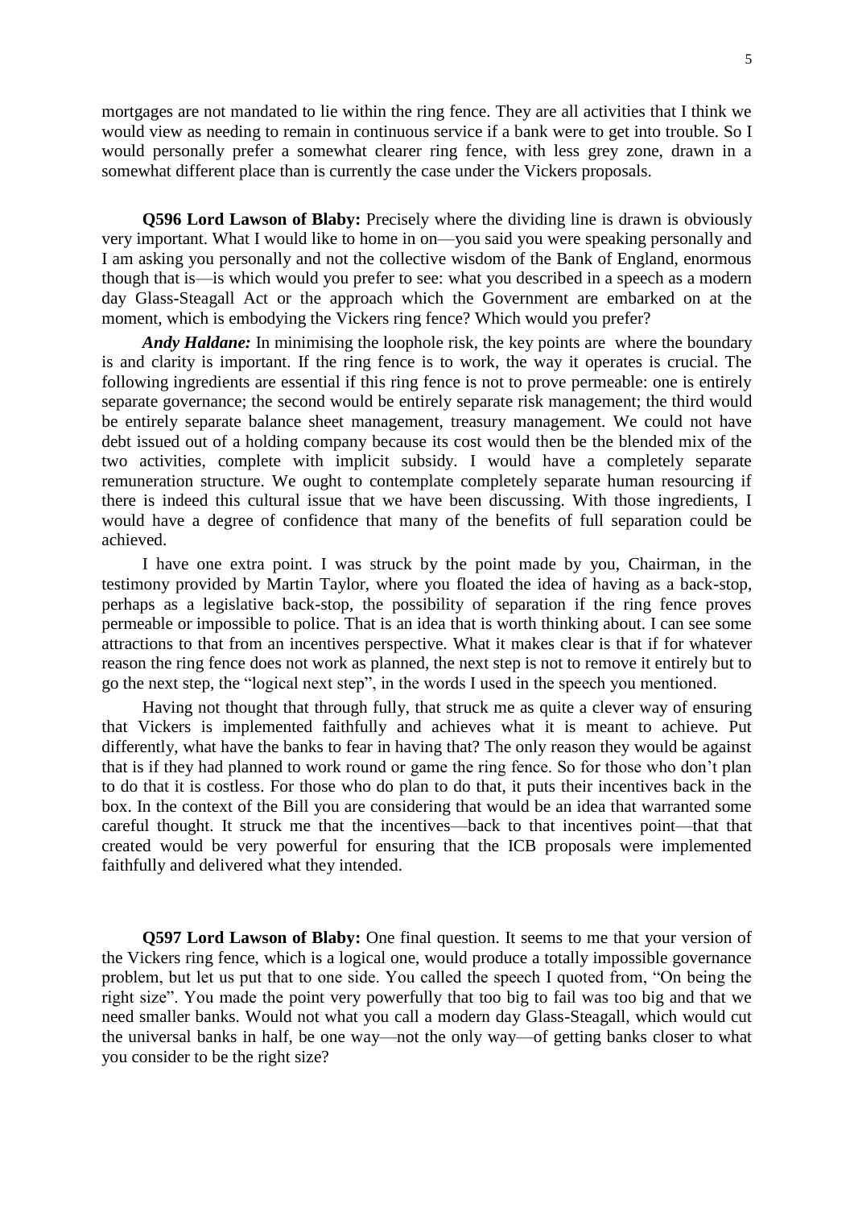mortgages are not mandated to lie within the ring fence. They are all activities that I think we would view as needing to remain in continuous service if a bank were to get into trouble. So I would personally prefer a somewhat clearer ring fence, with less grey zone, drawn in a somewhat different place than is currently the case under the Vickers proposals.

**Q596 Lord Lawson of Blaby:** Precisely where the dividing line is drawn is obviously very important. What I would like to home in on—you said you were speaking personally and I am asking you personally and not the collective wisdom of the Bank of England, enormous though that is—is which would you prefer to see: what you described in a speech as a modern day Glass-Steagall Act or the approach which the Government are embarked on at the moment, which is embodying the Vickers ring fence? Which would you prefer?

***Andy Haldane:*** In minimising the loophole risk, the key points are where the boundary is and clarity is important. If the ring fence is to work, the way it operates is crucial. The following ingredients are essential if this ring fence is not to prove permeable: one is entirely separate governance; the second would be entirely separate risk management; the third would be entirely separate balance sheet management, treasury management. We could not have debt issued out of a holding company because its cost would then be the blended mix of the two activities, complete with implicit subsidy. I would have a completely separate remuneration structure. We ought to contemplate completely separate human resourcing if there is indeed this cultural issue that we have been discussing. With those ingredients, I would have a degree of confidence that many of the benefits of full separation could be achieved.

I have one extra point. I was struck by the point made by you, Chairman, in the testimony provided by Martin Taylor, where you floated the idea of having as a back-stop, perhaps as a legislative back-stop, the possibility of separation if the ring fence proves permeable or impossible to police. That is an idea that is worth thinking about. I can see some attractions to that from an incentives perspective. What it makes clear is that if for whatever reason the ring fence does not work as planned, the next step is not to remove it entirely but to go the next step, the "logical next step", in the words I used in the speech you mentioned.

Having not thought that through fully, that struck me as quite a clever way of ensuring that Vickers is implemented faithfully and achieves what it is meant to achieve. Put differently, what have the banks to fear in having that? The only reason they would be against that is if they had planned to work round or game the ring fence. So for those who don't plan to do that it is costless. For those who do plan to do that, it puts their incentives back in the box. In the context of the Bill you are considering that would be an idea that warranted some careful thought. It struck me that the incentives—back to that incentives point—that that created would be very powerful for ensuring that the ICB proposals were implemented faithfully and delivered what they intended.

**Q597 Lord Lawson of Blaby:** One final question. It seems to me that your version of the Vickers ring fence, which is a logical one, would produce a totally impossible governance problem, but let us put that to one side. You called the speech I quoted from, "On being the right size". You made the point very powerfully that too big to fail was too big and that we need smaller banks. Would not what you call a modern day Glass-Steagall, which would cut the universal banks in half, be one way—not the only way—of getting banks closer to what you consider to be the right size?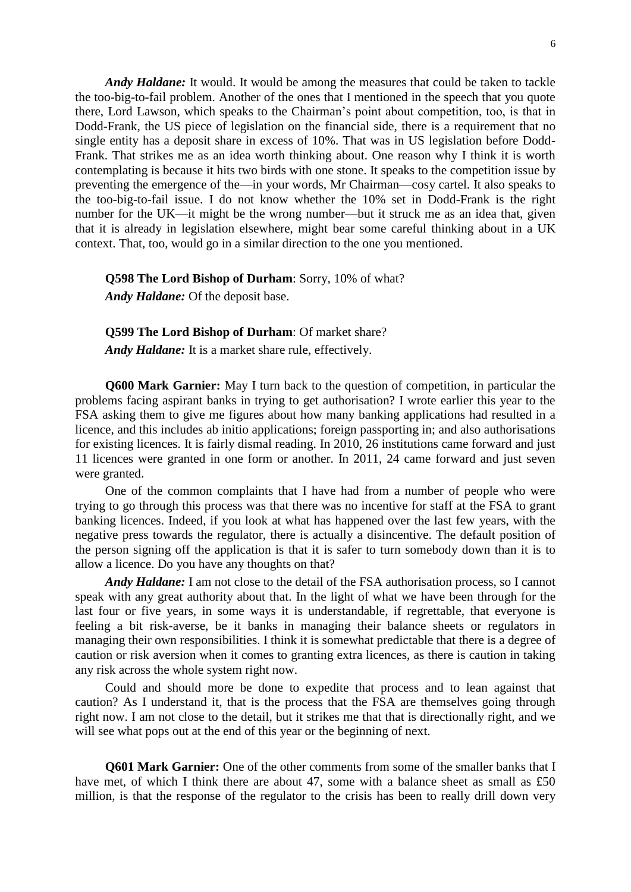***Andy Haldane:*** It would. It would be among the measures that could be taken to tackle the too-big-to-fail problem. Another of the ones that I mentioned in the speech that you quote there, Lord Lawson, which speaks to the Chairman's point about competition, too, is that in Dodd-Frank, the US piece of legislation on the financial side, there is a requirement that no single entity has a deposit share in excess of 10%. That was in US legislation before Dodd-Frank. That strikes me as an idea worth thinking about. One reason why I think it is worth contemplating is because it hits two birds with one stone. It speaks to the competition issue by preventing the emergence of the—in your words, Mr Chairman—cosy cartel. It also speaks to the too-big-to-fail issue. I do not know whether the 10% set in Dodd-Frank is the right number for the UK—it might be the wrong number—but it struck me as an idea that, given that it is already in legislation elsewhere, might bear some careful thinking about in a UK context. That, too, would go in a similar direction to the one you mentioned.

**Q598 The Lord Bishop of Durham**: Sorry, 10% of what?

***Andy Haldane:*** Of the deposit base.

**Q599 The Lord Bishop of Durham**: Of market share?

***Andy Haldane:*** It is a market share rule, effectively.

**Q600 Mark Garnier:** May I turn back to the question of competition, in particular the problems facing aspirant banks in trying to get authorisation? I wrote earlier this year to the FSA asking them to give me figures about how many banking applications had resulted in a licence, and this includes ab initio applications; foreign passporting in; and also authorisations for existing licences. It is fairly dismal reading. In 2010, 26 institutions came forward and just 11 licences were granted in one form or another. In 2011, 24 came forward and just seven were granted.

One of the common complaints that I have had from a number of people who were trying to go through this process was that there was no incentive for staff at the FSA to grant banking licences. Indeed, if you look at what has happened over the last few years, with the negative press towards the regulator, there is actually a disincentive. The default position of the person signing off the application is that it is safer to turn somebody down than it is to allow a licence. Do you have any thoughts on that?

***Andy Haldane:*** I am not close to the detail of the FSA authorisation process, so I cannot speak with any great authority about that. In the light of what we have been through for the last four or five years, in some ways it is understandable, if regrettable, that everyone is feeling a bit risk-averse, be it banks in managing their balance sheets or regulators in managing their own responsibilities. I think it is somewhat predictable that there is a degree of caution or risk aversion when it comes to granting extra licences, as there is caution in taking any risk across the whole system right now.

Could and should more be done to expedite that process and to lean against that caution? As I understand it, that is the process that the FSA are themselves going through right now. I am not close to the detail, but it strikes me that that is directionally right, and we will see what pops out at the end of this year or the beginning of next.

**Q601 Mark Garnier:** One of the other comments from some of the smaller banks that I have met, of which I think there are about 47, some with a balance sheet as small as £50 million, is that the response of the regulator to the crisis has been to really drill down very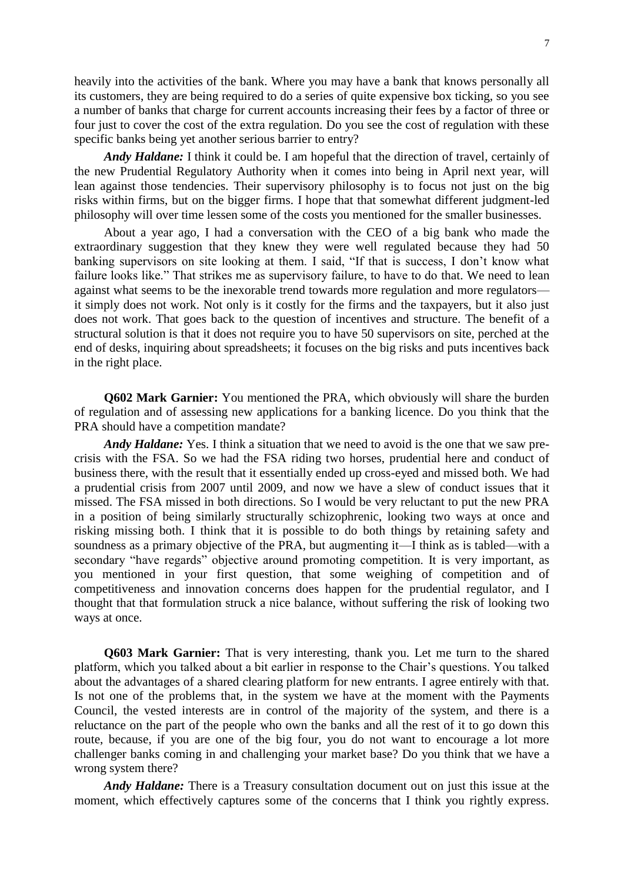heavily into the activities of the bank. Where you may have a bank that knows personally all its customers, they are being required to do a series of quite expensive box ticking, so you see a number of banks that charge for current accounts increasing their fees by a factor of three or four just to cover the cost of the extra regulation. Do you see the cost of regulation with these specific banks being yet another serious barrier to entry?

***Andy Haldane:*** I think it could be. I am hopeful that the direction of travel, certainly of the new Prudential Regulatory Authority when it comes into being in April next year, will lean against those tendencies. Their supervisory philosophy is to focus not just on the big risks within firms, but on the bigger firms. I hope that that somewhat different judgment-led philosophy will over time lessen some of the costs you mentioned for the smaller businesses.

About a year ago, I had a conversation with the CEO of a big bank who made the extraordinary suggestion that they knew they were well regulated because they had 50 banking supervisors on site looking at them. I said, "If that is success, I don't know what failure looks like." That strikes me as supervisory failure, to have to do that. We need to lean against what seems to be the inexorable trend towards more regulation and more regulators—it simply does not work. Not only is it costly for the firms and the taxpayers, but it also just does not work. That goes back to the question of incentives and structure. The benefit of a structural solution is that it does not require you to have 50 supervisors on site, perched at the end of desks, inquiring about spreadsheets; it focuses on the big risks and puts incentives back in the right place.

**Q602 Mark Garnier:** You mentioned the PRA, which obviously will share the burden of regulation and of assessing new applications for a banking licence. Do you think that the PRA should have a competition mandate?

***Andy Haldane:*** Yes. I think a situation that we need to avoid is the one that we saw pre-crisis with the FSA. So we had the FSA riding two horses, prudential here and conduct of business there, with the result that it essentially ended up cross-eyed and missed both. We had a prudential crisis from 2007 until 2009, and now we have a slew of conduct issues that it missed. The FSA missed in both directions. So I would be very reluctant to put the new PRA in a position of being similarly structurally schizophrenic, looking two ways at once and risking missing both. I think that it is possible to do both things by retaining safety and soundness as a primary objective of the PRA, but augmenting it—I think as is tabled—with a secondary "have regards" objective around promoting competition. It is very important, as you mentioned in your first question, that some weighing of competition and of competitiveness and innovation concerns does happen for the prudential regulator, and I thought that that formulation struck a nice balance, without suffering the risk of looking two ways at once.

**Q603 Mark Garnier:** That is very interesting, thank you. Let me turn to the shared platform, which you talked about a bit earlier in response to the Chair's questions. You talked about the advantages of a shared clearing platform for new entrants. I agree entirely with that. Is not one of the problems that, in the system we have at the moment with the Payments Council, the vested interests are in control of the majority of the system, and there is a reluctance on the part of the people who own the banks and all the rest of it to go down this route, because, if you are one of the big four, you do not want to encourage a lot more challenger banks coming in and challenging your market base? Do you think that we have a wrong system there?

***Andy Haldane:*** There is a Treasury consultation document out on just this issue at the moment, which effectively captures some of the concerns that I think you rightly express.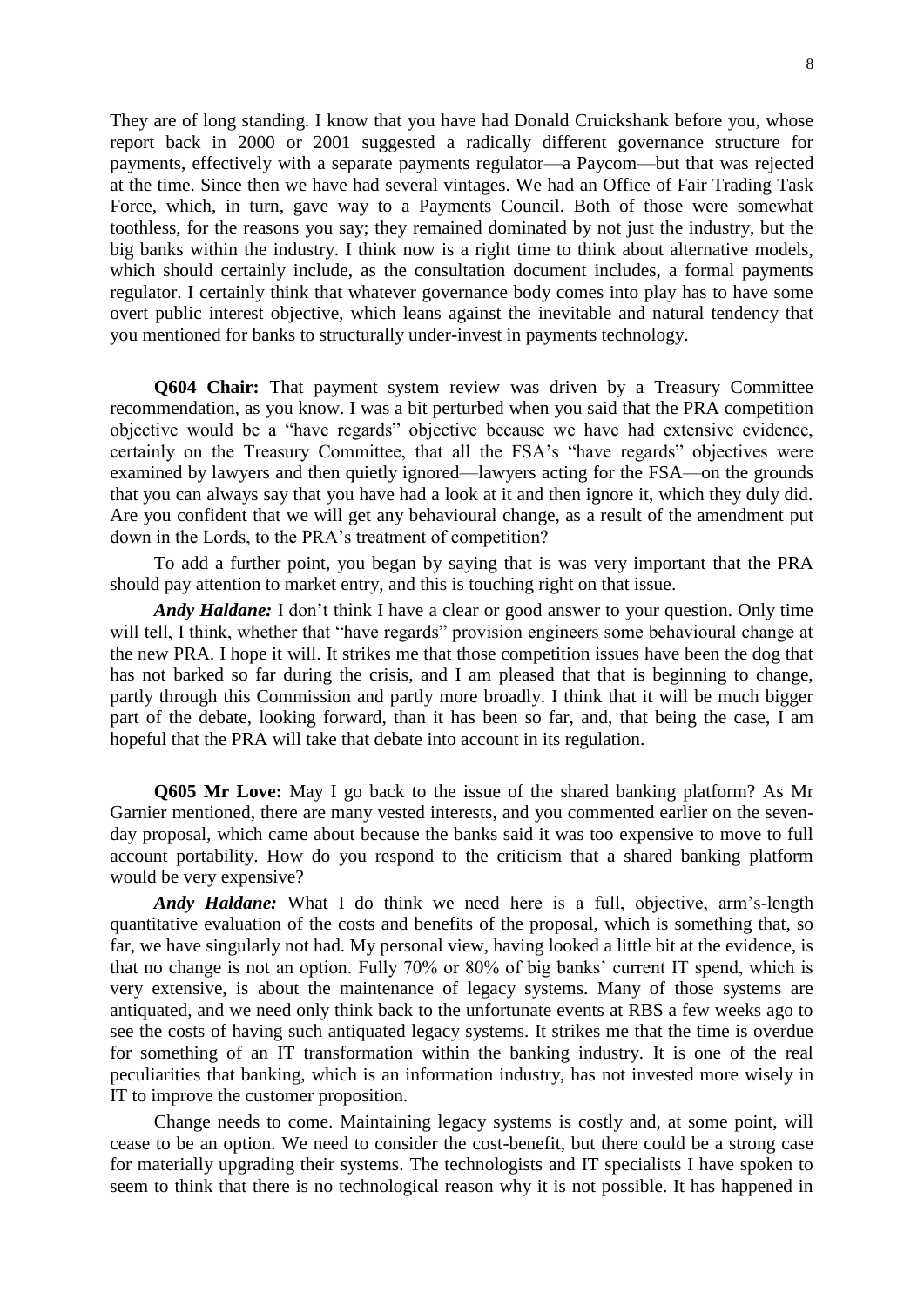They are of long standing. I know that you have had Donald Cruickshank before you, whose report back in 2000 or 2001 suggested a radically different governance structure for payments, effectively with a separate payments regulator—a Paycom—but that was rejected at the time. Since then we have had several vintages. We had an Office of Fair Trading Task Force, which, in turn, gave way to a Payments Council. Both of those were somewhat toothless, for the reasons you say; they remained dominated by not just the industry, but the big banks within the industry. I think now is a right time to think about alternative models, which should certainly include, as the consultation document includes, a formal payments regulator. I certainly think that whatever governance body comes into play has to have some overt public interest objective, which leans against the inevitable and natural tendency that you mentioned for banks to structurally under-invest in payments technology.

**Q604 Chair:** That payment system review was driven by a Treasury Committee recommendation, as you know. I was a bit perturbed when you said that the PRA competition objective would be a "have regards" objective because we have had extensive evidence, certainly on the Treasury Committee, that all the FSA's "have regards" objectives were examined by lawyers and then quietly ignored—lawyers acting for the FSA—on the grounds that you can always say that you have had a look at it and then ignore it, which they duly did. Are you confident that we will get any behavioural change, as a result of the amendment put down in the Lords, to the PRA's treatment of competition?

To add a further point, you began by saying that is was very important that the PRA should pay attention to market entry, and this is touching right on that issue.

***Andy Haldane:*** I don't think I have a clear or good answer to your question. Only time will tell, I think, whether that "have regards" provision engineers some behavioural change at the new PRA. I hope it will. It strikes me that those competition issues have been the dog that has not barked so far during the crisis, and I am pleased that that is beginning to change, partly through this Commission and partly more broadly. I think that it will be much bigger part of the debate, looking forward, than it has been so far, and, that being the case, I am hopeful that the PRA will take that debate into account in its regulation.

**Q605 Mr Love:** May I go back to the issue of the shared banking platform? As Mr Garnier mentioned, there are many vested interests, and you commented earlier on the seven-day proposal, which came about because the banks said it was too expensive to move to full account portability. How do you respond to the criticism that a shared banking platform would be very expensive?

***Andy Haldane:*** What I do think we need here is a full, objective, arm's-length quantitative evaluation of the costs and benefits of the proposal, which is something that, so far, we have singularly not had. My personal view, having looked a little bit at the evidence, is that no change is not an option. Fully 70% or 80% of big banks' current IT spend, which is very extensive, is about the maintenance of legacy systems. Many of those systems are antiquated, and we need only think back to the unfortunate events at RBS a few weeks ago to see the costs of having such antiquated legacy systems. It strikes me that the time is overdue for something of an IT transformation within the banking industry. It is one of the real peculiarities that banking, which is an information industry, has not invested more wisely in IT to improve the customer proposition.

Change needs to come. Maintaining legacy systems is costly and, at some point, will cease to be an option. We need to consider the cost-benefit, but there could be a strong case for materially upgrading their systems. The technologists and IT specialists I have spoken to seem to think that there is no technological reason why it is not possible. It has happened in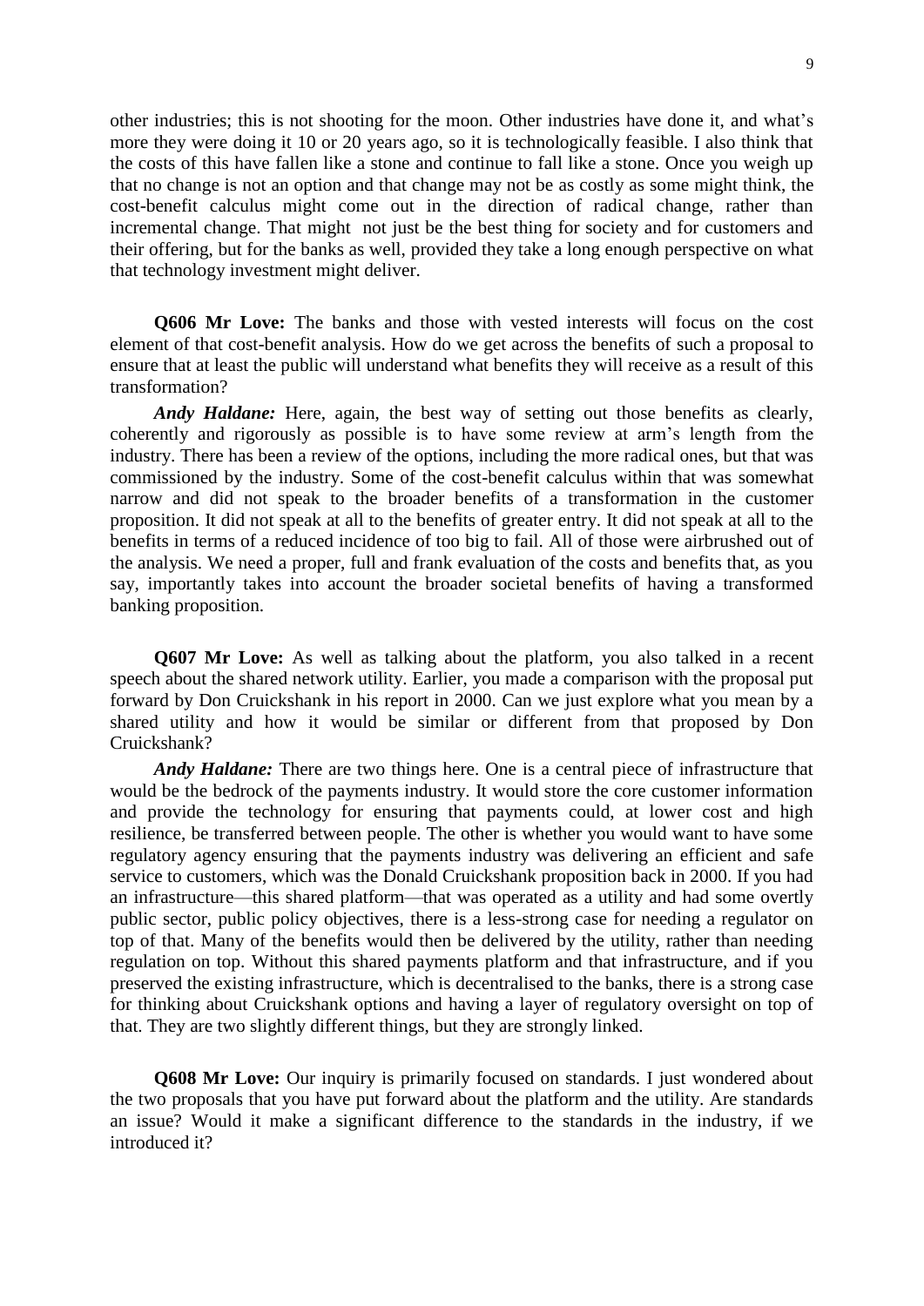other industries; this is not shooting for the moon. Other industries have done it, and what's more they were doing it 10 or 20 years ago, so it is technologically feasible. I also think that the costs of this have fallen like a stone and continue to fall like a stone. Once you weigh up that no change is not an option and that change may not be as costly as some might think, the cost-benefit calculus might come out in the direction of radical change, rather than incremental change. That might not just be the best thing for society and for customers and their offering, but for the banks as well, provided they take a long enough perspective on what that technology investment might deliver.

**Q606 Mr Love:** The banks and those with vested interests will focus on the cost element of that cost-benefit analysis. How do we get across the benefits of such a proposal to ensure that at least the public will understand what benefits they will receive as a result of this transformation?

***Andy Haldane:*** Here, again, the best way of setting out those benefits as clearly, coherently and rigorously as possible is to have some review at arm's length from the industry. There has been a review of the options, including the more radical ones, but that was commissioned by the industry. Some of the cost-benefit calculus within that was somewhat narrow and did not speak to the broader benefits of a transformation in the customer proposition. It did not speak at all to the benefits of greater entry. It did not speak at all to the benefits in terms of a reduced incidence of too big to fail. All of those were airbrushed out of the analysis. We need a proper, full and frank evaluation of the costs and benefits that, as you say, importantly takes into account the broader societal benefits of having a transformed banking proposition.

**Q607 Mr Love:** As well as talking about the platform, you also talked in a recent speech about the shared network utility. Earlier, you made a comparison with the proposal put forward by Don Cruickshank in his report in 2000. Can we just explore what you mean by a shared utility and how it would be similar or different from that proposed by Don Cruickshank?

***Andy Haldane:*** There are two things here. One is a central piece of infrastructure that would be the bedrock of the payments industry. It would store the core customer information and provide the technology for ensuring that payments could, at lower cost and high resilience, be transferred between people. The other is whether you would want to have some regulatory agency ensuring that the payments industry was delivering an efficient and safe service to customers, which was the Donald Cruickshank proposition back in 2000. If you had an infrastructure—this shared platform—that was operated as a utility and had some overtly public sector, public policy objectives, there is a less-strong case for needing a regulator on top of that. Many of the benefits would then be delivered by the utility, rather than needing regulation on top. Without this shared payments platform and that infrastructure, and if you preserved the existing infrastructure, which is decentralised to the banks, there is a strong case for thinking about Cruickshank options and having a layer of regulatory oversight on top of that. They are two slightly different things, but they are strongly linked.

**Q608 Mr Love:** Our inquiry is primarily focused on standards. I just wondered about the two proposals that you have put forward about the platform and the utility. Are standards an issue? Would it make a significant difference to the standards in the industry, if we introduced it?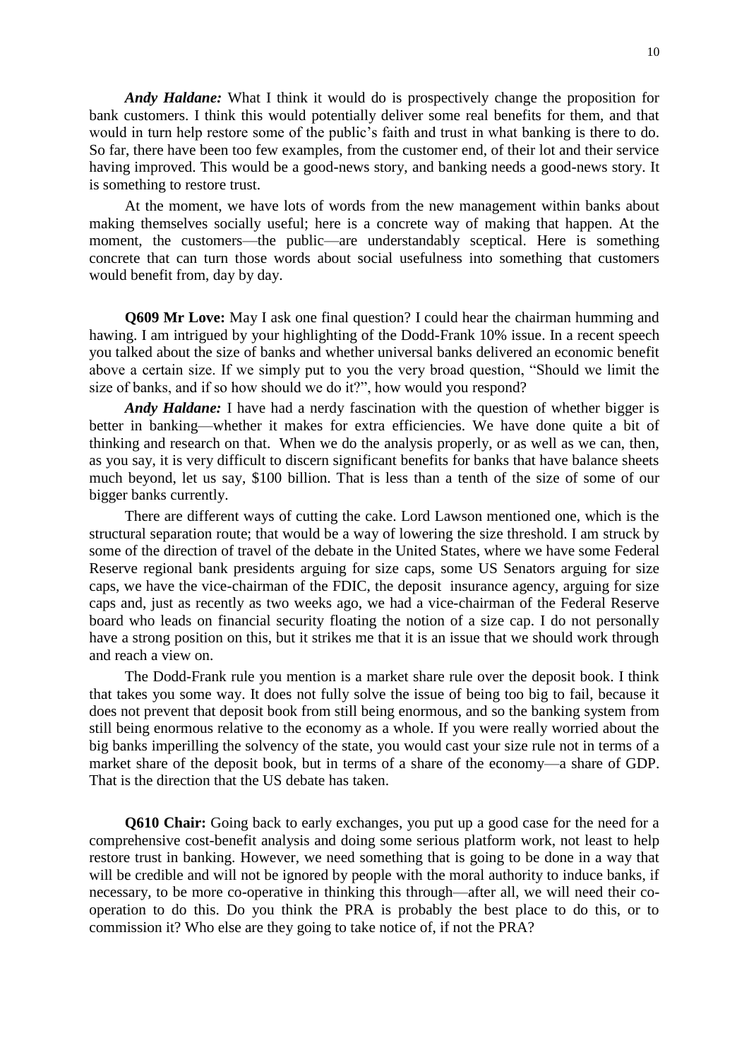***Andy Haldane:*** What I think it would do is prospectively change the proposition for bank customers. I think this would potentially deliver some real benefits for them, and that would in turn help restore some of the public's faith and trust in what banking is there to do. So far, there have been too few examples, from the customer end, of their lot and their service having improved. This would be a good-news story, and banking needs a good-news story. It is something to restore trust.

At the moment, we have lots of words from the new management within banks about making themselves socially useful; here is a concrete way of making that happen. At the moment, the customers—the public—are understandably sceptical. Here is something concrete that can turn those words about social usefulness into something that customers would benefit from, day by day.

**Q609 Mr Love:** May I ask one final question? I could hear the chairman humming and hawing. I am intrigued by your highlighting of the Dodd-Frank 10% issue. In a recent speech you talked about the size of banks and whether universal banks delivered an economic benefit above a certain size. If we simply put to you the very broad question, "Should we limit the size of banks, and if so how should we do it?", how would you respond?

***Andy Haldane:*** I have had a nerdy fascination with the question of whether bigger is better in banking—whether it makes for extra efficiencies. We have done quite a bit of thinking and research on that. When we do the analysis properly, or as well as we can, then, as you say, it is very difficult to discern significant benefits for banks that have balance sheets much beyond, let us say, $100 billion. That is less than a tenth of the size of some of our bigger banks currently.

There are different ways of cutting the cake. Lord Lawson mentioned one, which is the structural separation route; that would be a way of lowering the size threshold. I am struck by some of the direction of travel of the debate in the United States, where we have some Federal Reserve regional bank presidents arguing for size caps, some US Senators arguing for size caps, we have the vice-chairman of the FDIC, the deposit insurance agency, arguing for size caps and, just as recently as two weeks ago, we had a vice-chairman of the Federal Reserve board who leads on financial security floating the notion of a size cap. I do not personally have a strong position on this, but it strikes me that it is an issue that we should work through and reach a view on.

The Dodd-Frank rule you mention is a market share rule over the deposit book. I think that takes you some way. It does not fully solve the issue of being too big to fail, because it does not prevent that deposit book from still being enormous, and so the banking system from still being enormous relative to the economy as a whole. If you were really worried about the big banks imperilling the solvency of the state, you would cast your size rule not in terms of a market share of the deposit book, but in terms of a share of the economy—a share of GDP. That is the direction that the US debate has taken.

**Q610 Chair:** Going back to early exchanges, you put up a good case for the need for a comprehensive cost-benefit analysis and doing some serious platform work, not least to help restore trust in banking. However, we need something that is going to be done in a way that will be credible and will not be ignored by people with the moral authority to induce banks, if necessary, to be more co-operative in thinking this through—after all, we will need their co-operation to do this. Do you think the PRA is probably the best place to do this, or to commission it? Who else are they going to take notice of, if not the PRA?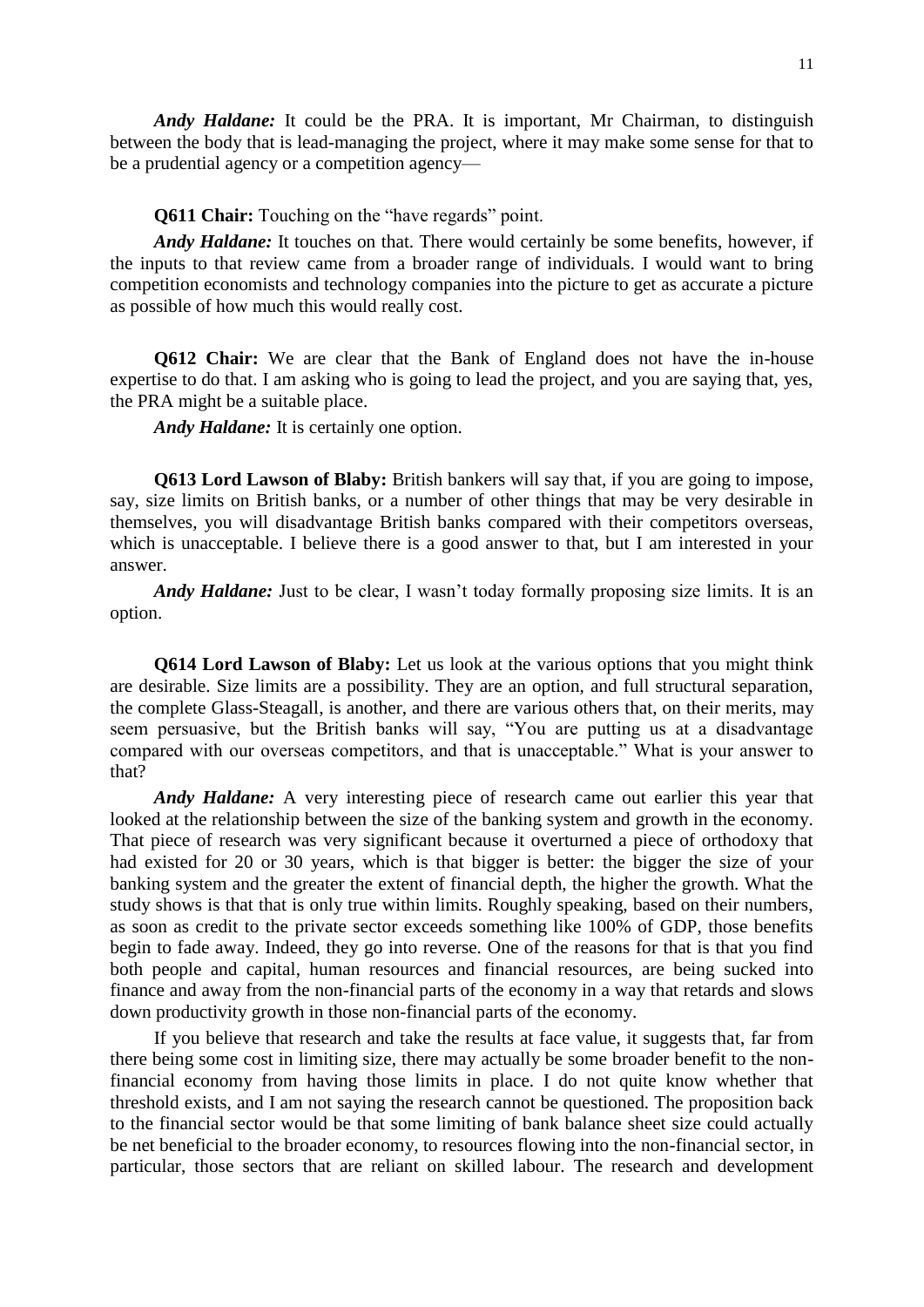***Andy Haldane:*** It could be the PRA. It is important, Mr Chairman, to distinguish between the body that is lead-managing the project, where it may make some sense for that to be a prudential agency or a competition agency—

**Q611 Chair:** Touching on the "have regards" point.

***Andy Haldane:*** It touches on that. There would certainly be some benefits, however, if the inputs to that review came from a broader range of individuals. I would want to bring competition economists and technology companies into the picture to get as accurate a picture as possible of how much this would really cost.

**Q612 Chair:** We are clear that the Bank of England does not have the in-house expertise to do that. I am asking who is going to lead the project, and you are saying that, yes, the PRA might be a suitable place.

***Andy Haldane:*** It is certainly one option.

**Q613 Lord Lawson of Blaby:** British bankers will say that, if you are going to impose, say, size limits on British banks, or a number of other things that may be very desirable in themselves, you will disadvantage British banks compared with their competitors overseas, which is unacceptable. I believe there is a good answer to that, but I am interested in your answer.

***Andy Haldane:*** Just to be clear, I wasn't today formally proposing size limits. It is an option.

**Q614 Lord Lawson of Blaby:** Let us look at the various options that you might think are desirable. Size limits are a possibility. They are an option, and full structural separation, the complete Glass-Steagall, is another, and there are various others that, on their merits, may seem persuasive, but the British banks will say, "You are putting us at a disadvantage compared with our overseas competitors, and that is unacceptable." What is your answer to that?

***Andy Haldane:*** A very interesting piece of research came out earlier this year that looked at the relationship between the size of the banking system and growth in the economy. That piece of research was very significant because it overturned a piece of orthodoxy that had existed for 20 or 30 years, which is that bigger is better: the bigger the size of your banking system and the greater the extent of financial depth, the higher the growth. What the study shows is that that is only true within limits. Roughly speaking, based on their numbers, as soon as credit to the private sector exceeds something like 100% of GDP, those benefits begin to fade away. Indeed, they go into reverse. One of the reasons for that is that you find both people and capital, human resources and financial resources, are being sucked into finance and away from the non-financial parts of the economy in a way that retards and slows down productivity growth in those non-financial parts of the economy.

If you believe that research and take the results at face value, it suggests that, far from there being some cost in limiting size, there may actually be some broader benefit to the non-financial economy from having those limits in place. I do not quite know whether that threshold exists, and I am not saying the research cannot be questioned. The proposition back to the financial sector would be that some limiting of bank balance sheet size could actually be net beneficial to the broader economy, to resources flowing into the non-financial sector, in particular, those sectors that are reliant on skilled labour. The research and development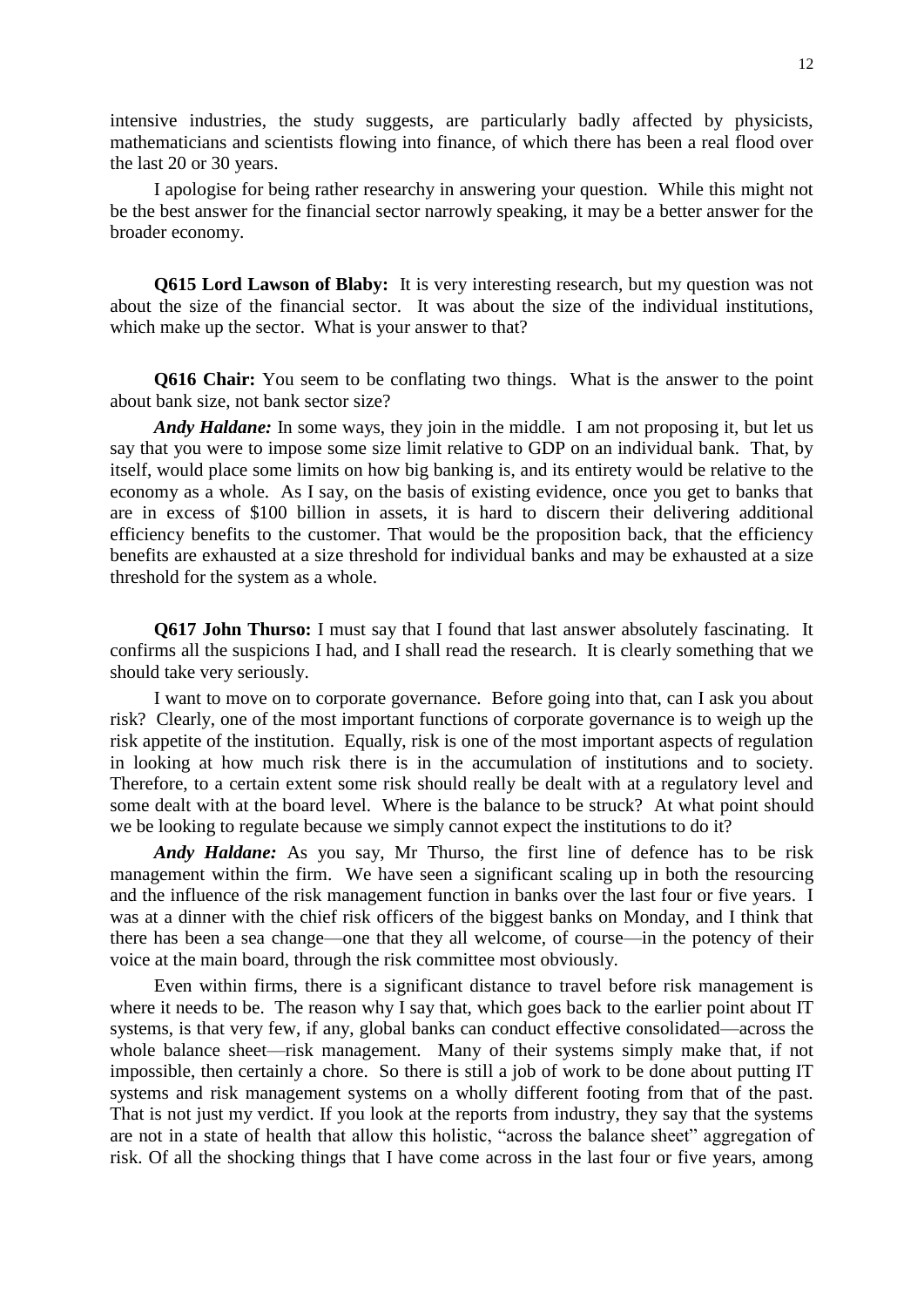intensive industries, the study suggests, are particularly badly affected by physicists, mathematicians and scientists flowing into finance, of which there has been a real flood over the last 20 or 30 years.

I apologise for being rather researchy in answering your question. While this might not be the best answer for the financial sector narrowly speaking, it may be a better answer for the broader economy.

**Q615 Lord Lawson of Blaby:** It is very interesting research, but my question was not about the size of the financial sector. It was about the size of the individual institutions, which make up the sector. What is your answer to that?

**Q616 Chair:** You seem to be conflating two things. What is the answer to the point about bank size, not bank sector size?

***Andy Haldane:*** In some ways, they join in the middle. I am not proposing it, but let us say that you were to impose some size limit relative to GDP on an individual bank. That, by itself, would place some limits on how big banking is, and its entirety would be relative to the economy as a whole. As I say, on the basis of existing evidence, once you get to banks that are in excess of $100 billion in assets, it is hard to discern their delivering additional efficiency benefits to the customer. That would be the proposition back, that the efficiency benefits are exhausted at a size threshold for individual banks and may be exhausted at a size threshold for the system as a whole.

**Q617 John Thurso:** I must say that I found that last answer absolutely fascinating. It confirms all the suspicions I had, and I shall read the research. It is clearly something that we should take very seriously.

I want to move on to corporate governance. Before going into that, can I ask you about risk? Clearly, one of the most important functions of corporate governance is to weigh up the risk appetite of the institution. Equally, risk is one of the most important aspects of regulation in looking at how much risk there is in the accumulation of institutions and to society. Therefore, to a certain extent some risk should really be dealt with at a regulatory level and some dealt with at the board level. Where is the balance to be struck? At what point should we be looking to regulate because we simply cannot expect the institutions to do it?

***Andy Haldane:*** As you say, Mr Thurso, the first line of defence has to be risk management within the firm. We have seen a significant scaling up in both the resourcing and the influence of the risk management function in banks over the last four or five years. I was at a dinner with the chief risk officers of the biggest banks on Monday, and I think that there has been a sea change—one that they all welcome, of course—in the potency of their voice at the main board, through the risk committee most obviously.

Even within firms, there is a significant distance to travel before risk management is where it needs to be. The reason why I say that, which goes back to the earlier point about IT systems, is that very few, if any, global banks can conduct effective consolidated—across the whole balance sheet—risk management. Many of their systems simply make that, if not impossible, then certainly a chore. So there is still a job of work to be done about putting IT systems and risk management systems on a wholly different footing from that of the past. That is not just my verdict. If you look at the reports from industry, they say that the systems are not in a state of health that allow this holistic, "across the balance sheet" aggregation of risk. Of all the shocking things that I have come across in the last four or five years, among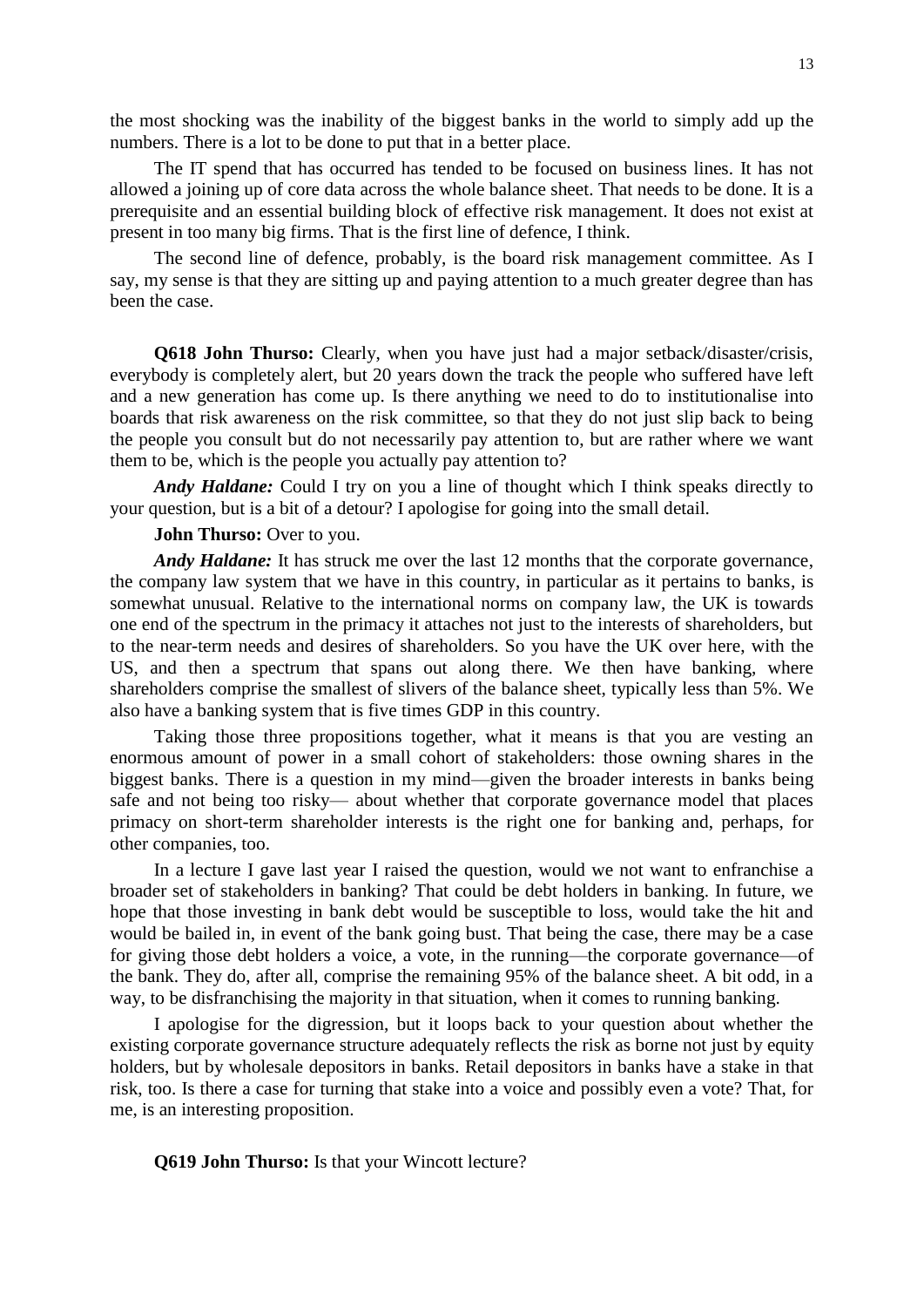the most shocking was the inability of the biggest banks in the world to simply add up the numbers. There is a lot to be done to put that in a better place.

The IT spend that has occurred has tended to be focused on business lines. It has not allowed a joining up of core data across the whole balance sheet. That needs to be done. It is a prerequisite and an essential building block of effective risk management. It does not exist at present in too many big firms. That is the first line of defence, I think.

The second line of defence, probably, is the board risk management committee. As I say, my sense is that they are sitting up and paying attention to a much greater degree than has been the case.

**Q618 John Thurso:** Clearly, when you have just had a major setback/disaster/crisis, everybody is completely alert, but 20 years down the track the people who suffered have left and a new generation has come up. Is there anything we need to do to institutionalise into boards that risk awareness on the risk committee, so that they do not just slip back to being the people you consult but do not necessarily pay attention to, but are rather where we want them to be, which is the people you actually pay attention to?

***Andy Haldane:*** Could I try on you a line of thought which I think speaks directly to your question, but is a bit of a detour? I apologise for going into the small detail.

**John Thurso:** Over to you.

***Andy Haldane:*** It has struck me over the last 12 months that the corporate governance, the company law system that we have in this country, in particular as it pertains to banks, is somewhat unusual. Relative to the international norms on company law, the UK is towards one end of the spectrum in the primacy it attaches not just to the interests of shareholders, but to the near-term needs and desires of shareholders. So you have the UK over here, with the US, and then a spectrum that spans out along there. We then have banking, where shareholders comprise the smallest of slivers of the balance sheet, typically less than 5%. We also have a banking system that is five times GDP in this country.

Taking those three propositions together, what it means is that you are vesting an enormous amount of power in a small cohort of stakeholders: those owning shares in the biggest banks. There is a question in my mind—given the broader interests in banks being safe and not being too risky— about whether that corporate governance model that places primacy on short-term shareholder interests is the right one for banking and, perhaps, for other companies, too.

In a lecture I gave last year I raised the question, would we not want to enfranchise a broader set of stakeholders in banking? That could be debt holders in banking. In future, we hope that those investing in bank debt would be susceptible to loss, would take the hit and would be bailed in, in event of the bank going bust. That being the case, there may be a case for giving those debt holders a voice, a vote, in the running—the corporate governance—of the bank. They do, after all, comprise the remaining 95% of the balance sheet. A bit odd, in a way, to be disfranchising the majority in that situation, when it comes to running banking.

I apologise for the digression, but it loops back to your question about whether the existing corporate governance structure adequately reflects the risk as borne not just by equity holders, but by wholesale depositors in banks. Retail depositors in banks have a stake in that risk, too. Is there a case for turning that stake into a voice and possibly even a vote? That, for me, is an interesting proposition.

**Q619 John Thurso:** Is that your Wincott lecture?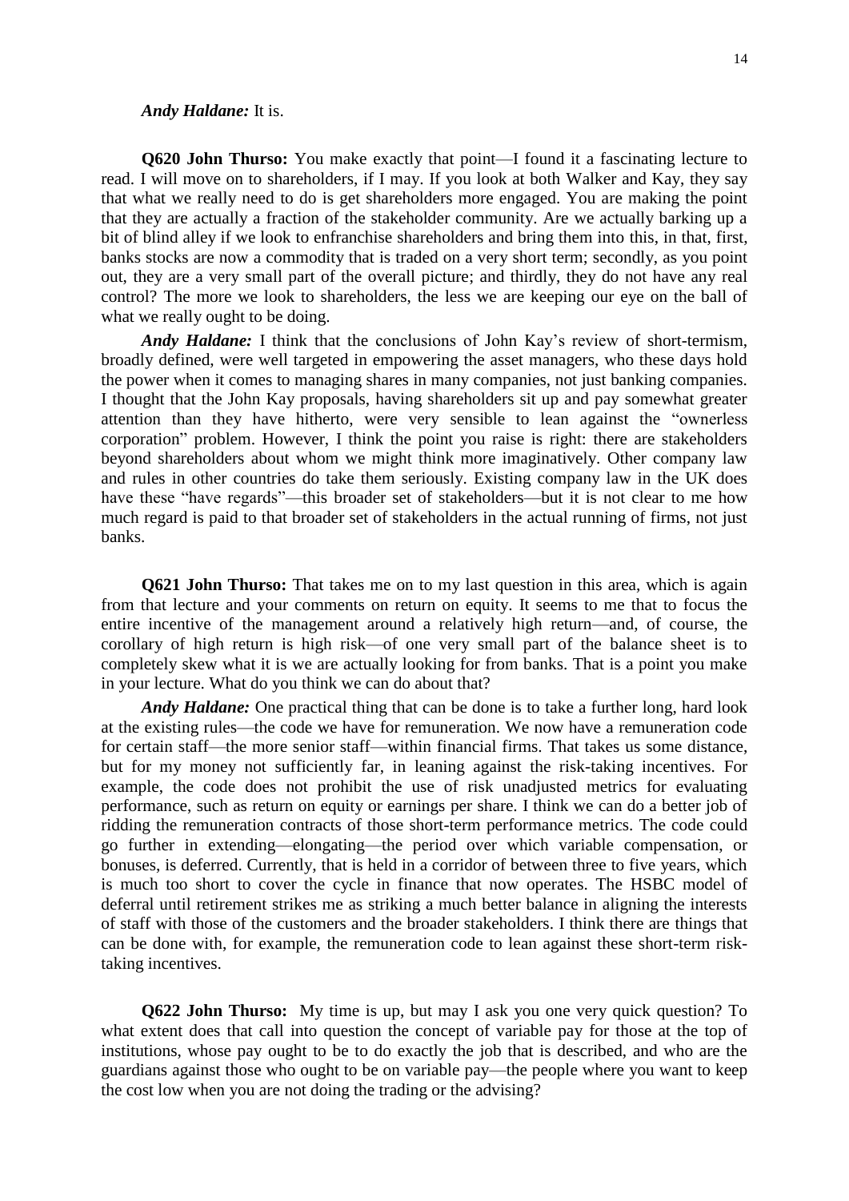***Andy Haldane:*** It is.

**Q620 John Thurso:** You make exactly that point—I found it a fascinating lecture to read. I will move on to shareholders, if I may. If you look at both Walker and Kay, they say that what we really need to do is get shareholders more engaged. You are making the point that they are actually a fraction of the stakeholder community. Are we actually barking up a bit of blind alley if we look to enfranchise shareholders and bring them into this, in that, first, banks stocks are now a commodity that is traded on a very short term; secondly, as you point out, they are a very small part of the overall picture; and thirdly, they do not have any real control? The more we look to shareholders, the less we are keeping our eye on the ball of what we really ought to be doing.

***Andy Haldane:*** I think that the conclusions of John Kay's review of short-termism, broadly defined, were well targeted in empowering the asset managers, who these days hold the power when it comes to managing shares in many companies, not just banking companies. I thought that the John Kay proposals, having shareholders sit up and pay somewhat greater attention than they have hitherto, were very sensible to lean against the "ownerless corporation" problem. However, I think the point you raise is right: there are stakeholders beyond shareholders about whom we might think more imaginatively. Other company law and rules in other countries do take them seriously. Existing company law in the UK does have these "have regards"—this broader set of stakeholders—but it is not clear to me how much regard is paid to that broader set of stakeholders in the actual running of firms, not just banks.

**Q621 John Thurso:** That takes me on to my last question in this area, which is again from that lecture and your comments on return on equity. It seems to me that to focus the entire incentive of the management around a relatively high return—and, of course, the corollary of high return is high risk—of one very small part of the balance sheet is to completely skew what it is we are actually looking for from banks. That is a point you make in your lecture. What do you think we can do about that?

***Andy Haldane:*** One practical thing that can be done is to take a further long, hard look at the existing rules—the code we have for remuneration. We now have a remuneration code for certain staff—the more senior staff—within financial firms. That takes us some distance, but for my money not sufficiently far, in leaning against the risk-taking incentives. For example, the code does not prohibit the use of risk unadjusted metrics for evaluating performance, such as return on equity or earnings per share. I think we can do a better job of ridding the remuneration contracts of those short-term performance metrics. The code could go further in extending—elongating—the period over which variable compensation, or bonuses, is deferred. Currently, that is held in a corridor of between three to five years, which is much too short to cover the cycle in finance that now operates. The HSBC model of deferral until retirement strikes me as striking a much better balance in aligning the interests of staff with those of the customers and the broader stakeholders. I think there are things that can be done with, for example, the remuneration code to lean against these short-term risk-taking incentives.

**Q622 John Thurso:** My time is up, but may I ask you one very quick question? To what extent does that call into question the concept of variable pay for those at the top of institutions, whose pay ought to be to do exactly the job that is described, and who are the guardians against those who ought to be on variable pay—the people where you want to keep the cost low when you are not doing the trading or the advising?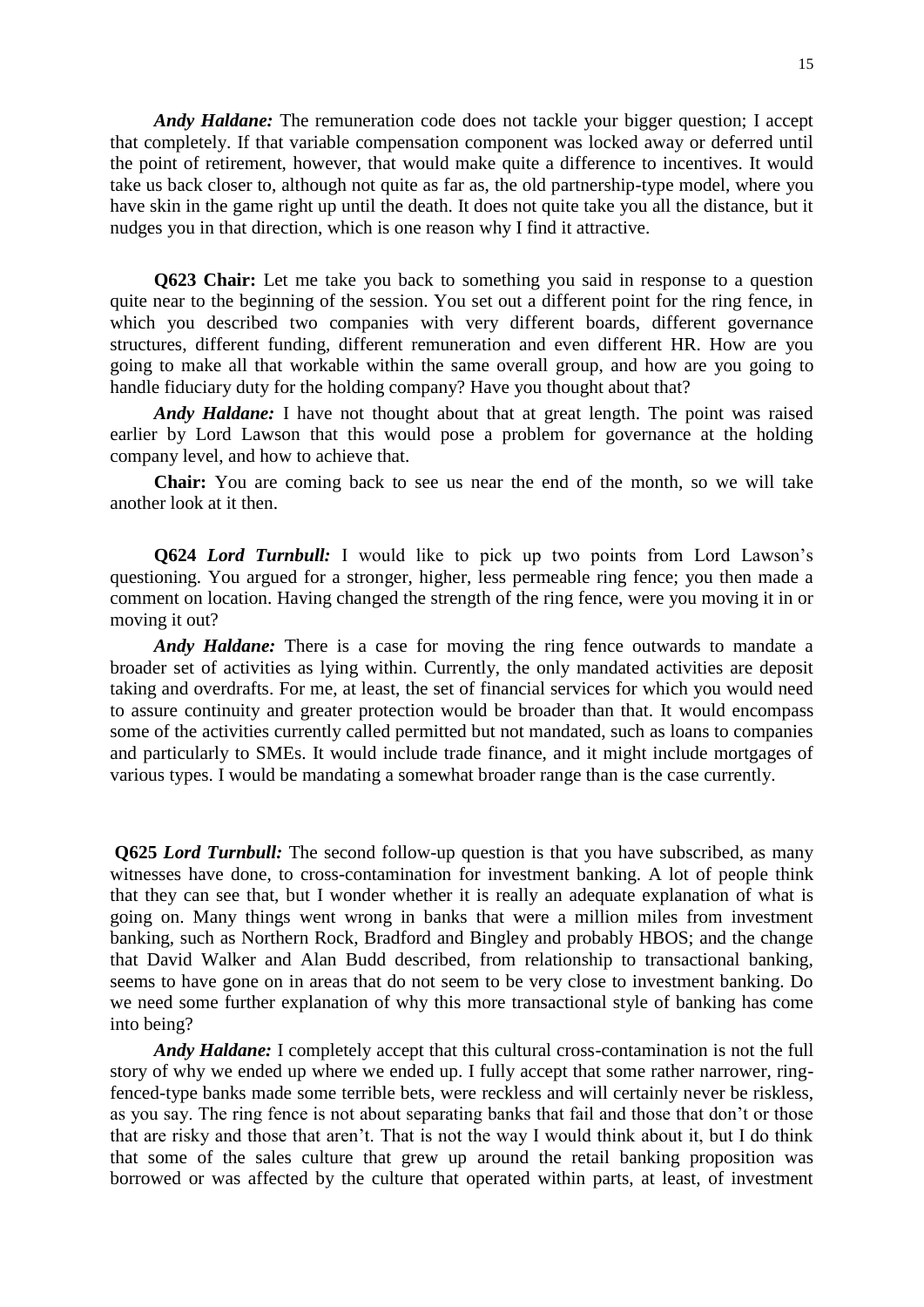***Andy Haldane:*** The remuneration code does not tackle your bigger question; I accept that completely. If that variable compensation component was locked away or deferred until the point of retirement, however, that would make quite a difference to incentives. It would take us back closer to, although not quite as far as, the old partnership-type model, where you have skin in the game right up until the death. It does not quite take you all the distance, but it nudges you in that direction, which is one reason why I find it attractive.

**Q623 Chair:** Let me take you back to something you said in response to a question quite near to the beginning of the session. You set out a different point for the ring fence, in which you described two companies with very different boards, different governance structures, different funding, different remuneration and even different HR. How are you going to make all that workable within the same overall group, and how are you going to handle fiduciary duty for the holding company? Have you thought about that?

***Andy Haldane:*** I have not thought about that at great length. The point was raised earlier by Lord Lawson that this would pose a problem for governance at the holding company level, and how to achieve that.

**Chair:** You are coming back to see us near the end of the month, so we will take another look at it then.

**Q624 *Lord Turnbull:*** I would like to pick up two points from Lord Lawson's questioning. You argued for a stronger, higher, less permeable ring fence; you then made a comment on location. Having changed the strength of the ring fence, were you moving it in or moving it out?

***Andy Haldane:*** There is a case for moving the ring fence outwards to mandate a broader set of activities as lying within. Currently, the only mandated activities are deposit taking and overdrafts. For me, at least, the set of financial services for which you would need to assure continuity and greater protection would be broader than that. It would encompass some of the activities currently called permitted but not mandated, such as loans to companies and particularly to SMEs. It would include trade finance, and it might include mortgages of various types. I would be mandating a somewhat broader range than is the case currently.

**Q625 *Lord Turnbull:*** The second follow-up question is that you have subscribed, as many witnesses have done, to cross-contamination for investment banking. A lot of people think that they can see that, but I wonder whether it is really an adequate explanation of what is going on. Many things went wrong in banks that were a million miles from investment banking, such as Northern Rock, Bradford and Bingley and probably HBOS; and the change that David Walker and Alan Budd described, from relationship to transactional banking, seems to have gone on in areas that do not seem to be very close to investment banking. Do we need some further explanation of why this more transactional style of banking has come into being?

***Andy Haldane:*** I completely accept that this cultural cross-contamination is not the full story of why we ended up where we ended up. I fully accept that some rather narrower, ring-fenced-type banks made some terrible bets, were reckless and will certainly never be riskless, as you say. The ring fence is not about separating banks that fail and those that don't or those that are risky and those that aren't. That is not the way I would think about it, but I do think that some of the sales culture that grew up around the retail banking proposition was borrowed or was affected by the culture that operated within parts, at least, of investment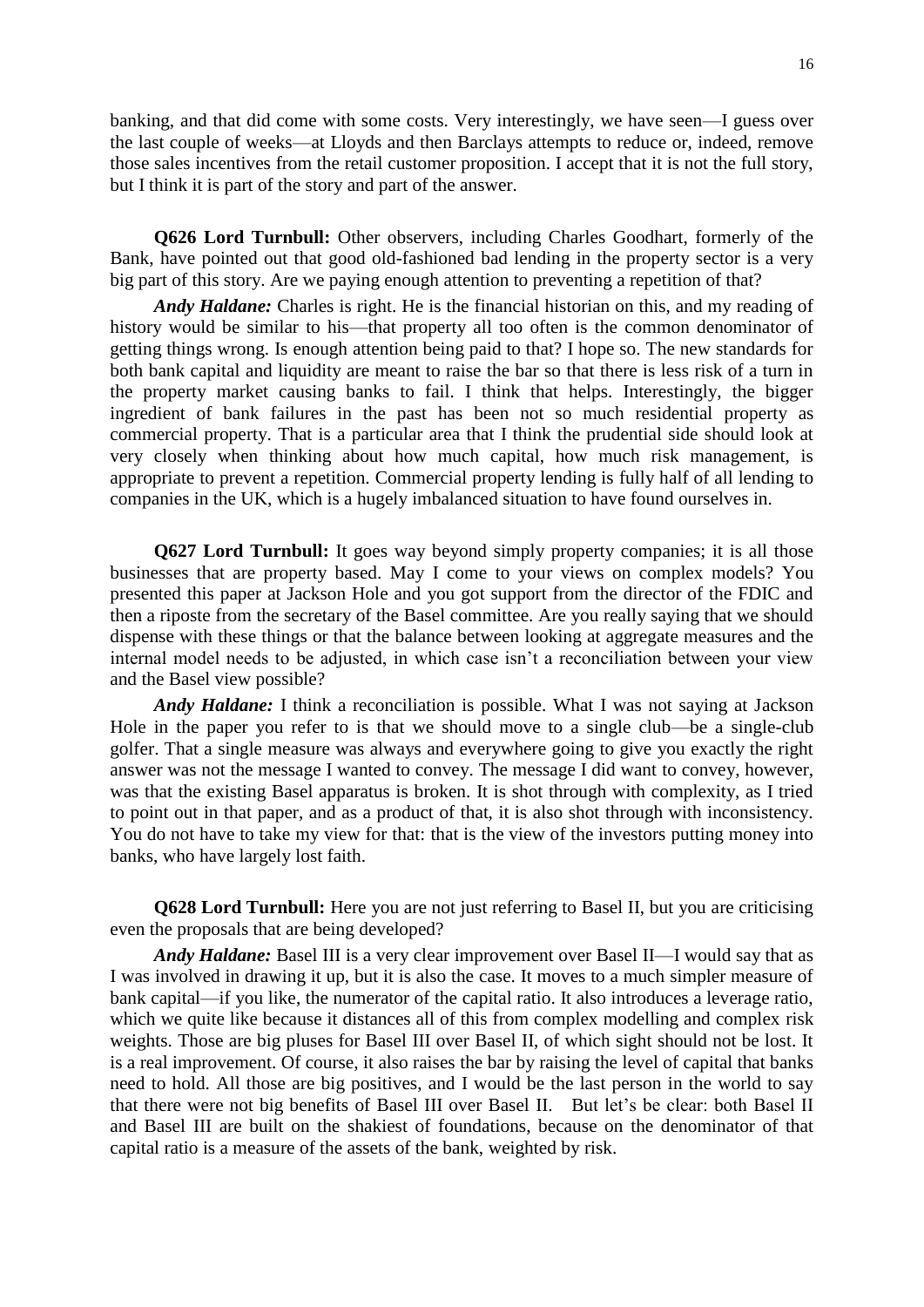banking, and that did come with some costs. Very interestingly, we have seen—I guess over the last couple of weeks—at Lloyds and then Barclays attempts to reduce or, indeed, remove those sales incentives from the retail customer proposition. I accept that it is not the full story, but I think it is part of the story and part of the answer.

**Q626 Lord Turnbull:** Other observers, including Charles Goodhart, formerly of the Bank, have pointed out that good old-fashioned bad lending in the property sector is a very big part of this story. Are we paying enough attention to preventing a repetition of that?

***Andy Haldane:*** Charles is right. He is the financial historian on this, and my reading of history would be similar to his—that property all too often is the common denominator of getting things wrong. Is enough attention being paid to that? I hope so. The new standards for both bank capital and liquidity are meant to raise the bar so that there is less risk of a turn in the property market causing banks to fail. I think that helps. Interestingly, the bigger ingredient of bank failures in the past has been not so much residential property as commercial property. That is a particular area that I think the prudential side should look at very closely when thinking about how much capital, how much risk management, is appropriate to prevent a repetition. Commercial property lending is fully half of all lending to companies in the UK, which is a hugely imbalanced situation to have found ourselves in.

**Q627 Lord Turnbull:** It goes way beyond simply property companies; it is all those businesses that are property based. May I come to your views on complex models? You presented this paper at Jackson Hole and you got support from the director of the FDIC and then a riposte from the secretary of the Basel committee. Are you really saying that we should dispense with these things or that the balance between looking at aggregate measures and the internal model needs to be adjusted, in which case isn't a reconciliation between your view and the Basel view possible?

***Andy Haldane:*** I think a reconciliation is possible. What I was not saying at Jackson Hole in the paper you refer to is that we should move to a single club—be a single-club golfer. That a single measure was always and everywhere going to give you exactly the right answer was not the message I wanted to convey. The message I did want to convey, however, was that the existing Basel apparatus is broken. It is shot through with complexity, as I tried to point out in that paper, and as a product of that, it is also shot through with inconsistency. You do not have to take my view for that: that is the view of the investors putting money into banks, who have largely lost faith.

**Q628 Lord Turnbull:** Here you are not just referring to Basel II, but you are criticising even the proposals that are being developed?

***Andy Haldane:*** Basel III is a very clear improvement over Basel II—I would say that as I was involved in drawing it up, but it is also the case. It moves to a much simpler measure of bank capital—if you like, the numerator of the capital ratio. It also introduces a leverage ratio, which we quite like because it distances all of this from complex modelling and complex risk weights. Those are big pluses for Basel III over Basel II, of which sight should not be lost. It is a real improvement. Of course, it also raises the bar by raising the level of capital that banks need to hold. All those are big positives, and I would be the last person in the world to say that there were not big benefits of Basel III over Basel II. But let's be clear: both Basel II and Basel III are built on the shakiest of foundations, because on the denominator of that capital ratio is a measure of the assets of the bank, weighted by risk.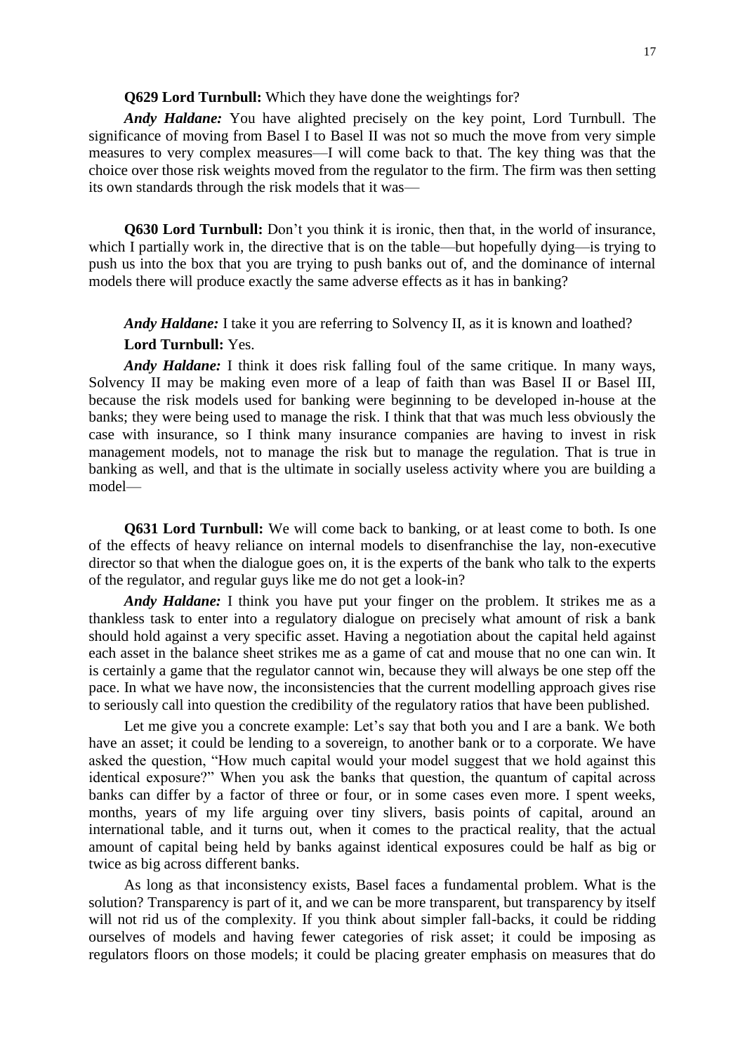**Q629 Lord Turnbull:** Which they have done the weightings for?

***Andy Haldane:*** You have alighted precisely on the key point, Lord Turnbull. The significance of moving from Basel I to Basel II was not so much the move from very simple measures to very complex measures—I will come back to that. The key thing was that the choice over those risk weights moved from the regulator to the firm. The firm was then setting its own standards through the risk models that it was—

**Q630 Lord Turnbull:** Don't you think it is ironic, then that, in the world of insurance, which I partially work in, the directive that is on the table—but hopefully dying—is trying to push us into the box that you are trying to push banks out of, and the dominance of internal models there will produce exactly the same adverse effects as it has in banking?

***Andy Haldane:*** I take it you are referring to Solvency II, as it is known and loathed?

**Lord Turnbull:** Yes.

***Andy Haldane:*** I think it does risk falling foul of the same critique. In many ways, Solvency II may be making even more of a leap of faith than was Basel II or Basel III, because the risk models used for banking were beginning to be developed in-house at the banks; they were being used to manage the risk. I think that that was much less obviously the case with insurance, so I think many insurance companies are having to invest in risk management models, not to manage the risk but to manage the regulation. That is true in banking as well, and that is the ultimate in socially useless activity where you are building a model—

**Q631 Lord Turnbull:** We will come back to banking, or at least come to both. Is one of the effects of heavy reliance on internal models to disenfranchise the lay, non-executive director so that when the dialogue goes on, it is the experts of the bank who talk to the experts of the regulator, and regular guys like me do not get a look-in?

***Andy Haldane:*** I think you have put your finger on the problem. It strikes me as a thankless task to enter into a regulatory dialogue on precisely what amount of risk a bank should hold against a very specific asset. Having a negotiation about the capital held against each asset in the balance sheet strikes me as a game of cat and mouse that no one can win. It is certainly a game that the regulator cannot win, because they will always be one step off the pace. In what we have now, the inconsistencies that the current modelling approach gives rise to seriously call into question the credibility of the regulatory ratios that have been published.

Let me give you a concrete example: Let's say that both you and I are a bank. We both have an asset; it could be lending to a sovereign, to another bank or to a corporate. We have asked the question, "How much capital would your model suggest that we hold against this identical exposure?" When you ask the banks that question, the quantum of capital across banks can differ by a factor of three or four, or in some cases even more. I spent weeks, months, years of my life arguing over tiny slivers, basis points of capital, around an international table, and it turns out, when it comes to the practical reality, that the actual amount of capital being held by banks against identical exposures could be half as big or twice as big across different banks.

As long as that inconsistency exists, Basel faces a fundamental problem. What is the solution? Transparency is part of it, and we can be more transparent, but transparency by itself will not rid us of the complexity. If you think about simpler fall-backs, it could be ridding ourselves of models and having fewer categories of risk asset; it could be imposing as regulators floors on those models; it could be placing greater emphasis on measures that do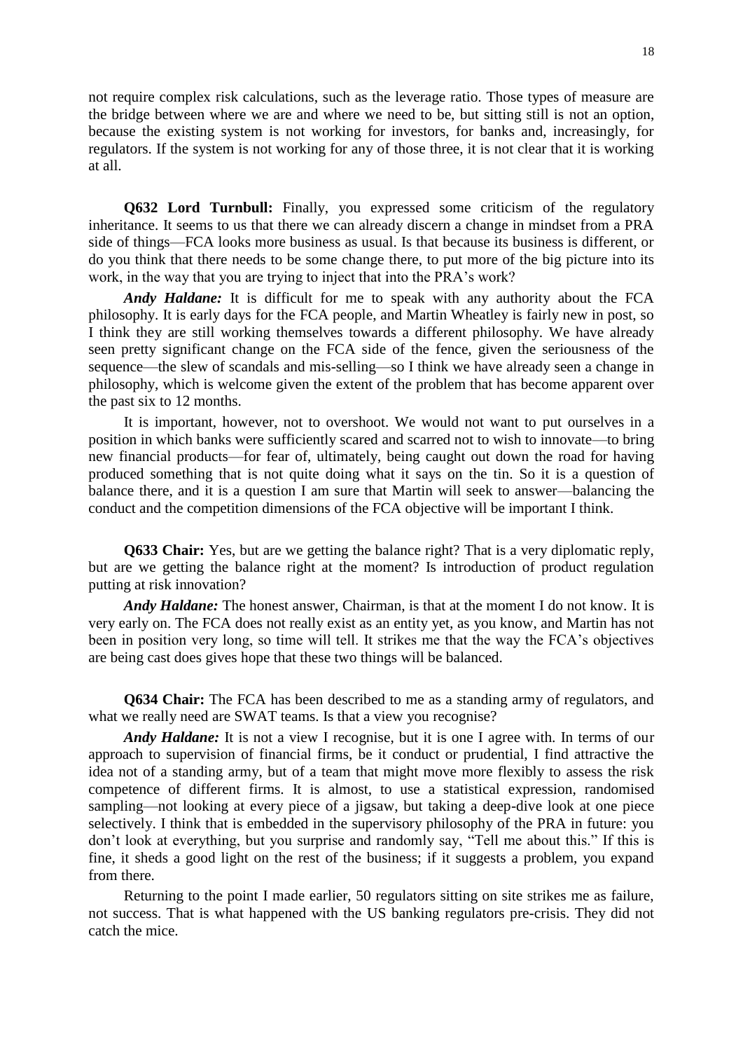not require complex risk calculations, such as the leverage ratio. Those types of measure are the bridge between where we are and where we need to be, but sitting still is not an option, because the existing system is not working for investors, for banks and, increasingly, for regulators. If the system is not working for any of those three, it is not clear that it is working at all.

**Q632 Lord Turnbull:** Finally, you expressed some criticism of the regulatory inheritance. It seems to us that there we can already discern a change in mindset from a PRA side of things—FCA looks more business as usual. Is that because its business is different, or do you think that there needs to be some change there, to put more of the big picture into its work, in the way that you are trying to inject that into the PRA's work?

***Andy Haldane:*** It is difficult for me to speak with any authority about the FCA philosophy. It is early days for the FCA people, and Martin Wheatley is fairly new in post, so I think they are still working themselves towards a different philosophy. We have already seen pretty significant change on the FCA side of the fence, given the seriousness of the sequence—the slew of scandals and mis-selling—so I think we have already seen a change in philosophy, which is welcome given the extent of the problem that has become apparent over the past six to 12 months.

It is important, however, not to overshoot. We would not want to put ourselves in a position in which banks were sufficiently scared and scarred not to wish to innovate—to bring new financial products—for fear of, ultimately, being caught out down the road for having produced something that is not quite doing what it says on the tin. So it is a question of balance there, and it is a question I am sure that Martin will seek to answer—balancing the conduct and the competition dimensions of the FCA objective will be important I think.

**Q633 Chair:** Yes, but are we getting the balance right? That is a very diplomatic reply, but are we getting the balance right at the moment? Is introduction of product regulation putting at risk innovation?

***Andy Haldane:*** The honest answer, Chairman, is that at the moment I do not know. It is very early on. The FCA does not really exist as an entity yet, as you know, and Martin has not been in position very long, so time will tell. It strikes me that the way the FCA's objectives are being cast does gives hope that these two things will be balanced.

**Q634 Chair:** The FCA has been described to me as a standing army of regulators, and what we really need are SWAT teams. Is that a view you recognise?

***Andy Haldane:*** It is not a view I recognise, but it is one I agree with. In terms of our approach to supervision of financial firms, be it conduct or prudential, I find attractive the idea not of a standing army, but of a team that might move more flexibly to assess the risk competence of different firms. It is almost, to use a statistical expression, randomised sampling—not looking at every piece of a jigsaw, but taking a deep-dive look at one piece selectively. I think that is embedded in the supervisory philosophy of the PRA in future: you don't look at everything, but you surprise and randomly say, "Tell me about this." If this is fine, it sheds a good light on the rest of the business; if it suggests a problem, you expand from there.

Returning to the point I made earlier, 50 regulators sitting on site strikes me as failure, not success. That is what happened with the US banking regulators pre-crisis. They did not catch the mice.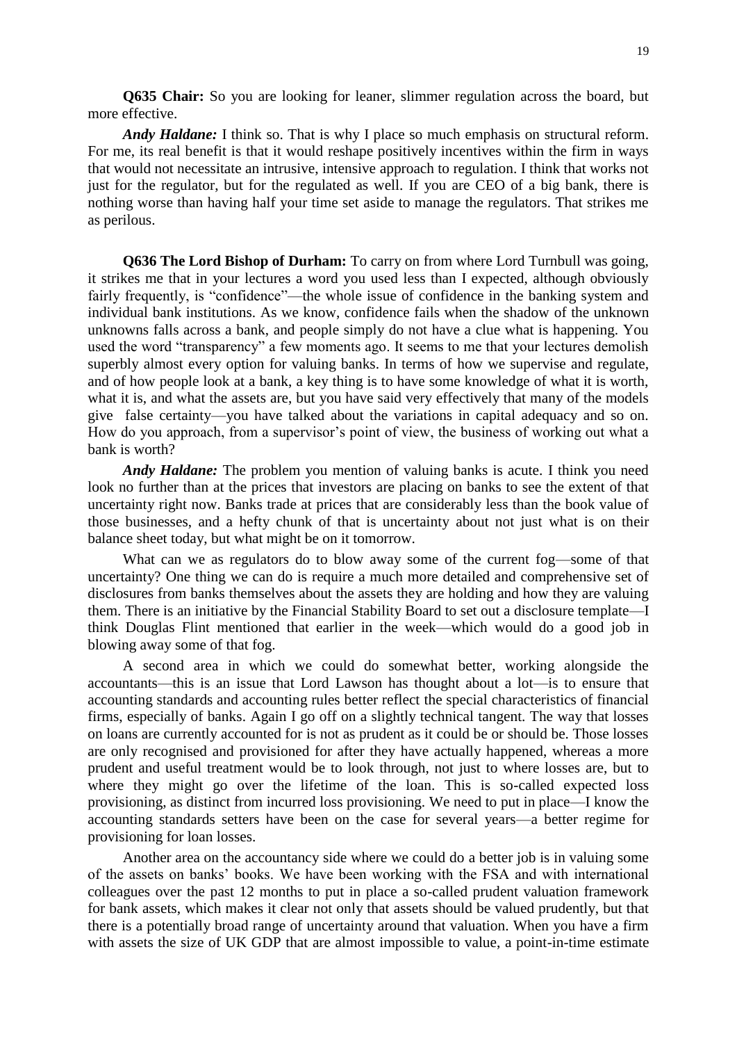**Q635 Chair:** So you are looking for leaner, slimmer regulation across the board, but more effective.

***Andy Haldane:*** I think so. That is why I place so much emphasis on structural reform. For me, its real benefit is that it would reshape positively incentives within the firm in ways that would not necessitate an intrusive, intensive approach to regulation. I think that works not just for the regulator, but for the regulated as well. If you are CEO of a big bank, there is nothing worse than having half your time set aside to manage the regulators. That strikes me as perilous.

**Q636 The Lord Bishop of Durham:** To carry on from where Lord Turnbull was going, it strikes me that in your lectures a word you used less than I expected, although obviously fairly frequently, is "confidence"—the whole issue of confidence in the banking system and individual bank institutions. As we know, confidence fails when the shadow of the unknown unknowns falls across a bank, and people simply do not have a clue what is happening. You used the word "transparency" a few moments ago. It seems to me that your lectures demolish superbly almost every option for valuing banks. In terms of how we supervise and regulate, and of how people look at a bank, a key thing is to have some knowledge of what it is worth, what it is, and what the assets are, but you have said very effectively that many of the models give false certainty—you have talked about the variations in capital adequacy and so on. How do you approach, from a supervisor's point of view, the business of working out what a bank is worth?

***Andy Haldane:*** The problem you mention of valuing banks is acute. I think you need look no further than at the prices that investors are placing on banks to see the extent of that uncertainty right now. Banks trade at prices that are considerably less than the book value of those businesses, and a hefty chunk of that is uncertainty about not just what is on their balance sheet today, but what might be on it tomorrow.

What can we as regulators do to blow away some of the current fog—some of that uncertainty? One thing we can do is require a much more detailed and comprehensive set of disclosures from banks themselves about the assets they are holding and how they are valuing them. There is an initiative by the Financial Stability Board to set out a disclosure template—I think Douglas Flint mentioned that earlier in the week—which would do a good job in blowing away some of that fog.

A second area in which we could do somewhat better, working alongside the accountants—this is an issue that Lord Lawson has thought about a lot—is to ensure that accounting standards and accounting rules better reflect the special characteristics of financial firms, especially of banks. Again I go off on a slightly technical tangent. The way that losses on loans are currently accounted for is not as prudent as it could be or should be. Those losses are only recognised and provisioned for after they have actually happened, whereas a more prudent and useful treatment would be to look through, not just to where losses are, but to where they might go over the lifetime of the loan. This is so-called expected loss provisioning, as distinct from incurred loss provisioning. We need to put in place—I know the accounting standards setters have been on the case for several years—a better regime for provisioning for loan losses.

Another area on the accountancy side where we could do a better job is in valuing some of the assets on banks' books. We have been working with the FSA and with international colleagues over the past 12 months to put in place a so-called prudent valuation framework for bank assets, which makes it clear not only that assets should be valued prudently, but that there is a potentially broad range of uncertainty around that valuation. When you have a firm with assets the size of UK GDP that are almost impossible to value, a point-in-time estimate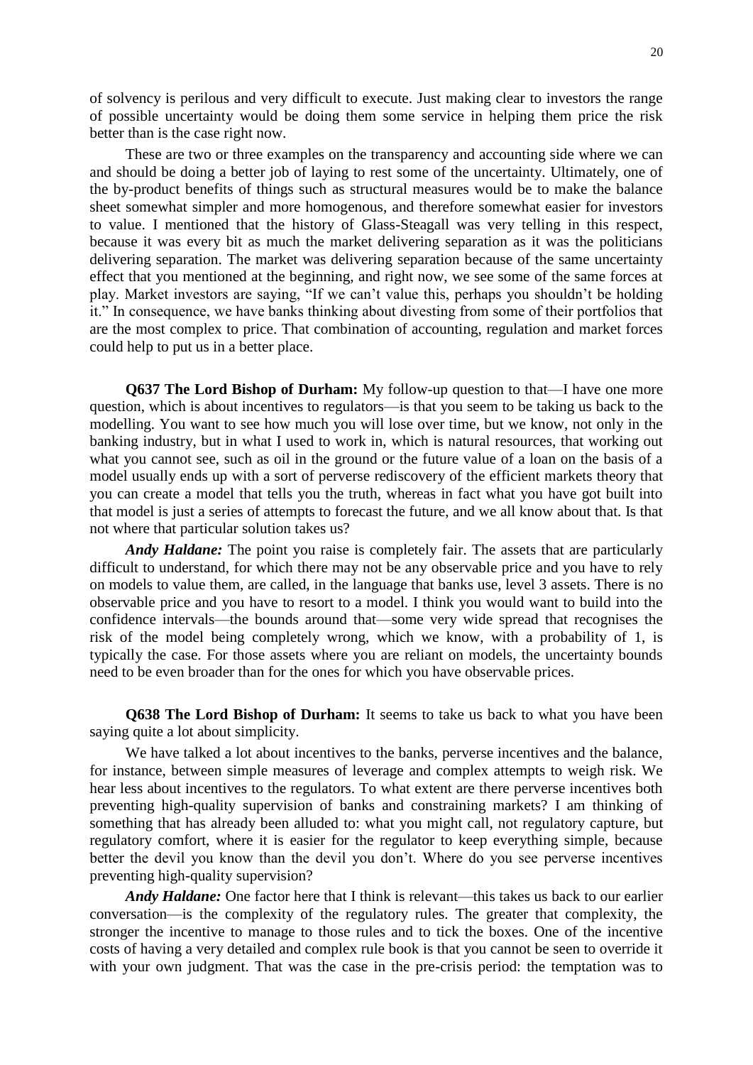of solvency is perilous and very difficult to execute. Just making clear to investors the range of possible uncertainty would be doing them some service in helping them price the risk better than is the case right now.

These are two or three examples on the transparency and accounting side where we can and should be doing a better job of laying to rest some of the uncertainty. Ultimately, one of the by-product benefits of things such as structural measures would be to make the balance sheet somewhat simpler and more homogenous, and therefore somewhat easier for investors to value. I mentioned that the history of Glass-Steagall was very telling in this respect, because it was every bit as much the market delivering separation as it was the politicians delivering separation. The market was delivering separation because of the same uncertainty effect that you mentioned at the beginning, and right now, we see some of the same forces at play. Market investors are saying, "If we can't value this, perhaps you shouldn't be holding it." In consequence, we have banks thinking about divesting from some of their portfolios that are the most complex to price. That combination of accounting, regulation and market forces could help to put us in a better place.

**Q637 The Lord Bishop of Durham:** My follow-up question to that—I have one more question, which is about incentives to regulators—is that you seem to be taking us back to the modelling. You want to see how much you will lose over time, but we know, not only in the banking industry, but in what I used to work in, which is natural resources, that working out what you cannot see, such as oil in the ground or the future value of a loan on the basis of a model usually ends up with a sort of perverse rediscovery of the efficient markets theory that you can create a model that tells you the truth, whereas in fact what you have got built into that model is just a series of attempts to forecast the future, and we all know about that. Is that not where that particular solution takes us?

***Andy Haldane:*** The point you raise is completely fair. The assets that are particularly difficult to understand, for which there may not be any observable price and you have to rely on models to value them, are called, in the language that banks use, level 3 assets. There is no observable price and you have to resort to a model. I think you would want to build into the confidence intervals—the bounds around that—some very wide spread that recognises the risk of the model being completely wrong, which we know, with a probability of 1, is typically the case. For those assets where you are reliant on models, the uncertainty bounds need to be even broader than for the ones for which you have observable prices.

**Q638 The Lord Bishop of Durham:** It seems to take us back to what you have been saying quite a lot about simplicity.

We have talked a lot about incentives to the banks, perverse incentives and the balance, for instance, between simple measures of leverage and complex attempts to weigh risk. We hear less about incentives to the regulators. To what extent are there perverse incentives both preventing high-quality supervision of banks and constraining markets? I am thinking of something that has already been alluded to: what you might call, not regulatory capture, but regulatory comfort, where it is easier for the regulator to keep everything simple, because better the devil you know than the devil you don't. Where do you see perverse incentives preventing high-quality supervision?

***Andy Haldane:*** One factor here that I think is relevant—this takes us back to our earlier conversation—is the complexity of the regulatory rules. The greater that complexity, the stronger the incentive to manage to those rules and to tick the boxes. One of the incentive costs of having a very detailed and complex rule book is that you cannot be seen to override it with your own judgment. That was the case in the pre-crisis period: the temptation was to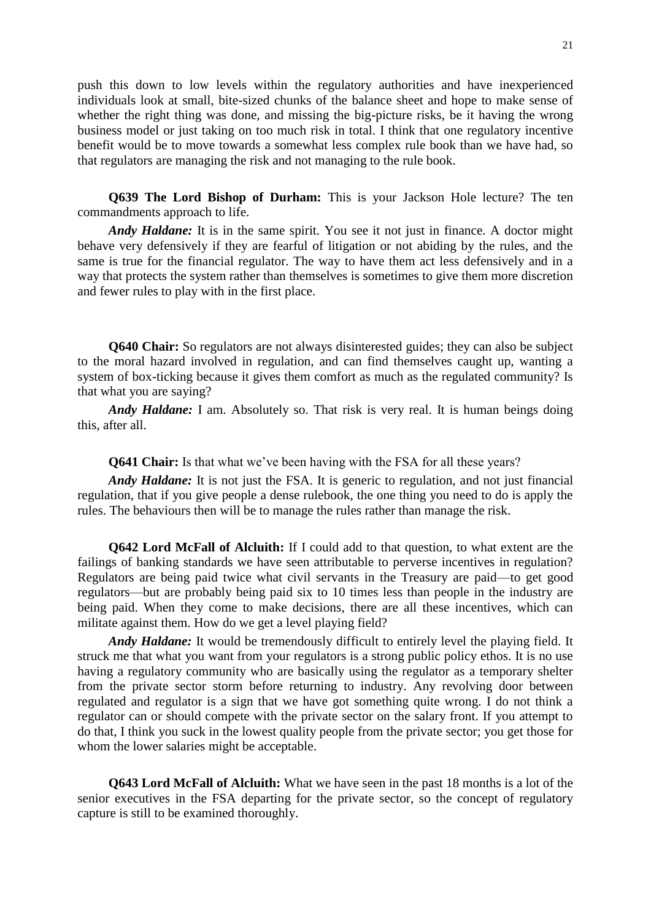push this down to low levels within the regulatory authorities and have inexperienced individuals look at small, bite-sized chunks of the balance sheet and hope to make sense of whether the right thing was done, and missing the big-picture risks, be it having the wrong business model or just taking on too much risk in total. I think that one regulatory incentive benefit would be to move towards a somewhat less complex rule book than we have had, so that regulators are managing the risk and not managing to the rule book.

**Q639 The Lord Bishop of Durham:** This is your Jackson Hole lecture? The ten commandments approach to life.

***Andy Haldane:*** It is in the same spirit. You see it not just in finance. A doctor might behave very defensively if they are fearful of litigation or not abiding by the rules, and the same is true for the financial regulator. The way to have them act less defensively and in a way that protects the system rather than themselves is sometimes to give them more discretion and fewer rules to play with in the first place.

**Q640 Chair:** So regulators are not always disinterested guides; they can also be subject to the moral hazard involved in regulation, and can find themselves caught up, wanting a system of box-ticking because it gives them comfort as much as the regulated community? Is that what you are saying?

***Andy Haldane:*** I am. Absolutely so. That risk is very real. It is human beings doing this, after all.

**Q641 Chair:** Is that what we've been having with the FSA for all these years?

***Andy Haldane:*** It is not just the FSA. It is generic to regulation, and not just financial regulation, that if you give people a dense rulebook, the one thing you need to do is apply the rules. The behaviours then will be to manage the rules rather than manage the risk.

**Q642 Lord McFall of Alcluith:** If I could add to that question, to what extent are the failings of banking standards we have seen attributable to perverse incentives in regulation? Regulators are being paid twice what civil servants in the Treasury are paid—to get good regulators—but are probably being paid six to 10 times less than people in the industry are being paid. When they come to make decisions, there are all these incentives, which can militate against them. How do we get a level playing field?

***Andy Haldane:*** It would be tremendously difficult to entirely level the playing field. It struck me that what you want from your regulators is a strong public policy ethos. It is no use having a regulatory community who are basically using the regulator as a temporary shelter from the private sector storm before returning to industry. Any revolving door between regulated and regulator is a sign that we have got something quite wrong. I do not think a regulator can or should compete with the private sector on the salary front. If you attempt to do that, I think you suck in the lowest quality people from the private sector; you get those for whom the lower salaries might be acceptable.

**Q643 Lord McFall of Alcluith:** What we have seen in the past 18 months is a lot of the senior executives in the FSA departing for the private sector, so the concept of regulatory capture is still to be examined thoroughly.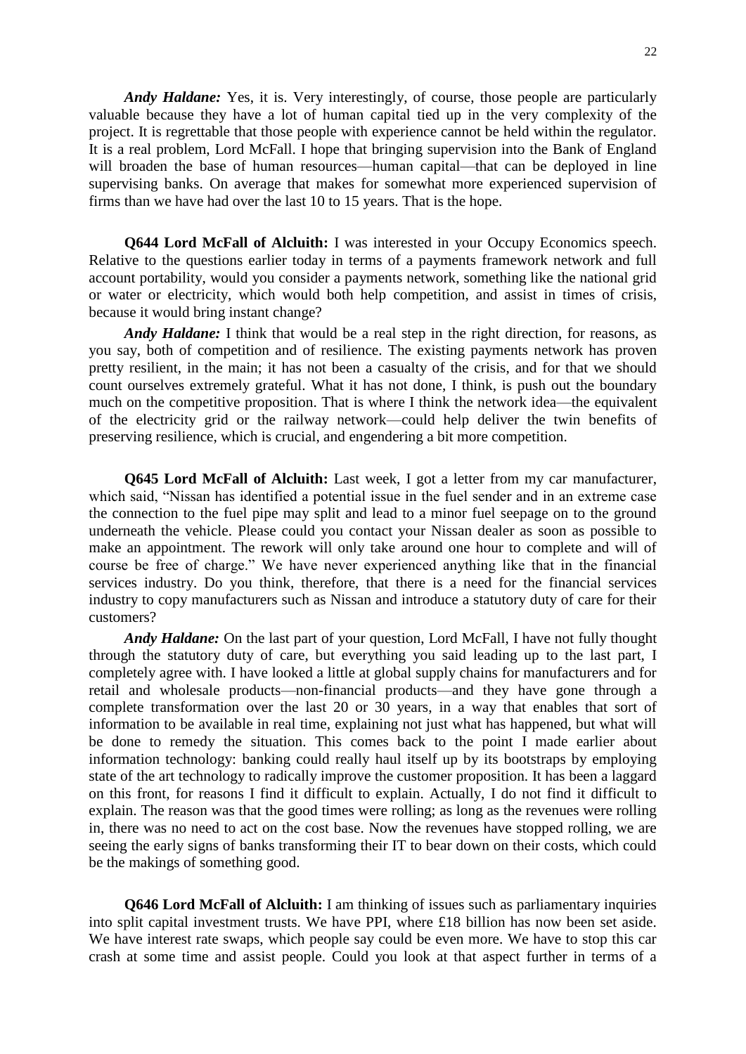*Andy Haldane:* Yes, it is. Very interestingly, of course, those people are particularly valuable because they have a lot of human capital tied up in the very complexity of the project. It is regrettable that those people with experience cannot be held within the regulator. It is a real problem, Lord McFall. I hope that bringing supervision into the Bank of England will broaden the base of human resources—human capital—that can be deployed in line supervising banks. On average that makes for somewhat more experienced supervision of firms than we have had over the last 10 to 15 years. That is the hope.

**Q644 Lord McFall of Alcluith:** I was interested in your Occupy Economics speech. Relative to the questions earlier today in terms of a payments framework network and full account portability, would you consider a payments network, something like the national grid or water or electricity, which would both help competition, and assist in times of crisis, because it would bring instant change?

*Andy Haldane:* I think that would be a real step in the right direction, for reasons, as you say, both of competition and of resilience. The existing payments network has proven pretty resilient, in the main; it has not been a casualty of the crisis, and for that we should count ourselves extremely grateful. What it has not done, I think, is push out the boundary much on the competitive proposition. That is where I think the network idea—the equivalent of the electricity grid or the railway network—could help deliver the twin benefits of preserving resilience, which is crucial, and engendering a bit more competition.

**Q645 Lord McFall of Alcluith:** Last week, I got a letter from my car manufacturer, which said, "Nissan has identified a potential issue in the fuel sender and in an extreme case the connection to the fuel pipe may split and lead to a minor fuel seepage on to the ground underneath the vehicle. Please could you contact your Nissan dealer as soon as possible to make an appointment. The rework will only take around one hour to complete and will of course be free of charge." We have never experienced anything like that in the financial services industry. Do you think, therefore, that there is a need for the financial services industry to copy manufacturers such as Nissan and introduce a statutory duty of care for their customers?

*Andy Haldane:* On the last part of your question, Lord McFall, I have not fully thought through the statutory duty of care, but everything you said leading up to the last part, I completely agree with. I have looked a little at global supply chains for manufacturers and for retail and wholesale products—non-financial products—and they have gone through a complete transformation over the last 20 or 30 years, in a way that enables that sort of information to be available in real time, explaining not just what has happened, but what will be done to remedy the situation. This comes back to the point I made earlier about information technology: banking could really haul itself up by its bootstraps by employing state of the art technology to radically improve the customer proposition. It has been a laggard on this front, for reasons I find it difficult to explain. Actually, I do not find it difficult to explain. The reason was that the good times were rolling; as long as the revenues were rolling in, there was no need to act on the cost base. Now the revenues have stopped rolling, we are seeing the early signs of banks transforming their IT to bear down on their costs, which could be the makings of something good.

**Q646 Lord McFall of Alcluith:** I am thinking of issues such as parliamentary inquiries into split capital investment trusts. We have PPI, where £18 billion has now been set aside. We have interest rate swaps, which people say could be even more. We have to stop this car crash at some time and assist people. Could you look at that aspect further in terms of a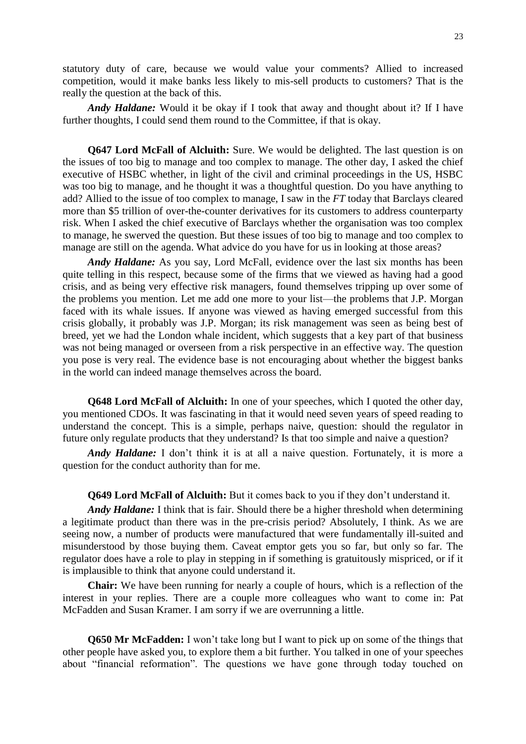statutory duty of care, because we would value your comments? Allied to increased competition, would it make banks less likely to mis-sell products to customers? That is the really the question at the back of this.

***Andy Haldane:*** Would it be okay if I took that away and thought about it? If I have further thoughts, I could send them round to the Committee, if that is okay.

**Q647 Lord McFall of Alcluith:** Sure. We would be delighted. The last question is on the issues of too big to manage and too complex to manage. The other day, I asked the chief executive of HSBC whether, in light of the civil and criminal proceedings in the US, HSBC was too big to manage, and he thought it was a thoughtful question. Do you have anything to add? Allied to the issue of too complex to manage, I saw in the *FT* today that Barclays cleared more than $5 trillion of over-the-counter derivatives for its customers to address counterparty risk. When I asked the chief executive of Barclays whether the organisation was too complex to manage, he swerved the question. But these issues of too big to manage and too complex to manage are still on the agenda. What advice do you have for us in looking at those areas?

***Andy Haldane:*** As you say, Lord McFall, evidence over the last six months has been quite telling in this respect, because some of the firms that we viewed as having had a good crisis, and as being very effective risk managers, found themselves tripping up over some of the problems you mention. Let me add one more to your list—the problems that J.P. Morgan faced with its whale issues. If anyone was viewed as having emerged successful from this crisis globally, it probably was J.P. Morgan; its risk management was seen as being best of breed, yet we had the London whale incident, which suggests that a key part of that business was not being managed or overseen from a risk perspective in an effective way. The question you pose is very real. The evidence base is not encouraging about whether the biggest banks in the world can indeed manage themselves across the board.

**Q648 Lord McFall of Alcluith:** In one of your speeches, which I quoted the other day, you mentioned CDOs. It was fascinating in that it would need seven years of speed reading to understand the concept. This is a simple, perhaps naive, question: should the regulator in future only regulate products that they understand? Is that too simple and naive a question?

***Andy Haldane:*** I don't think it is at all a naive question. Fortunately, it is more a question for the conduct authority than for me.

**Q649 Lord McFall of Alcluith:** But it comes back to you if they don't understand it.

***Andy Haldane:*** I think that is fair. Should there be a higher threshold when determining a legitimate product than there was in the pre-crisis period? Absolutely, I think. As we are seeing now, a number of products were manufactured that were fundamentally ill-suited and misunderstood by those buying them. Caveat emptor gets you so far, but only so far. The regulator does have a role to play in stepping in if something is gratuitously mispriced, or if it is implausible to think that anyone could understand it.

**Chair:** We have been running for nearly a couple of hours, which is a reflection of the interest in your replies. There are a couple more colleagues who want to come in: Pat McFadden and Susan Kramer. I am sorry if we are overrunning a little.

**Q650 Mr McFadden:** I won't take long but I want to pick up on some of the things that other people have asked you, to explore them a bit further. You talked in one of your speeches about "financial reformation". The questions we have gone through today touched on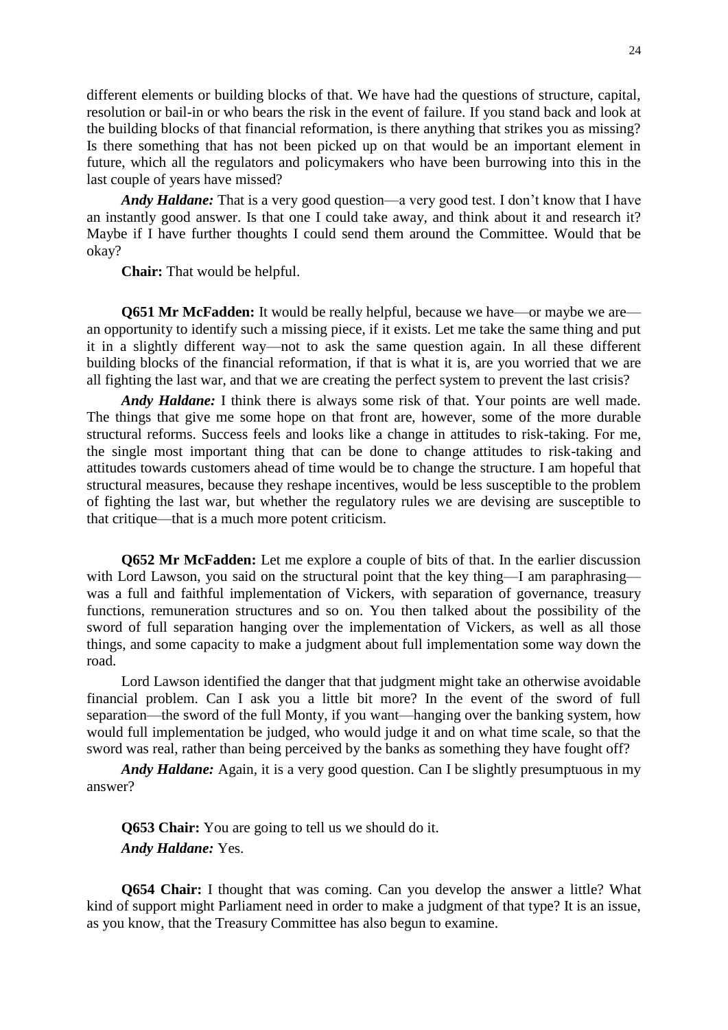different elements or building blocks of that. We have had the questions of structure, capital, resolution or bail-in or who bears the risk in the event of failure. If you stand back and look at the building blocks of that financial reformation, is there anything that strikes you as missing? Is there something that has not been picked up on that would be an important element in future, which all the regulators and policymakers who have been burrowing into this in the last couple of years have missed?

***Andy Haldane:*** That is a very good question—a very good test. I don't know that I have an instantly good answer. Is that one I could take away, and think about it and research it? Maybe if I have further thoughts I could send them around the Committee. Would that be okay?

**Chair:** That would be helpful.

**Q651 Mr McFadden:** It would be really helpful, because we have—or maybe we are—an opportunity to identify such a missing piece, if it exists. Let me take the same thing and put it in a slightly different way—not to ask the same question again. In all these different building blocks of the financial reformation, if that is what it is, are you worried that we are all fighting the last war, and that we are creating the perfect system to prevent the last crisis?

***Andy Haldane:*** I think there is always some risk of that. Your points are well made. The things that give me some hope on that front are, however, some of the more durable structural reforms. Success feels and looks like a change in attitudes to risk-taking. For me, the single most important thing that can be done to change attitudes to risk-taking and attitudes towards customers ahead of time would be to change the structure. I am hopeful that structural measures, because they reshape incentives, would be less susceptible to the problem of fighting the last war, but whether the regulatory rules we are devising are susceptible to that critique—that is a much more potent criticism.

**Q652 Mr McFadden:** Let me explore a couple of bits of that. In the earlier discussion with Lord Lawson, you said on the structural point that the key thing—I am paraphrasing—was a full and faithful implementation of Vickers, with separation of governance, treasury functions, remuneration structures and so on. You then talked about the possibility of the sword of full separation hanging over the implementation of Vickers, as well as all those things, and some capacity to make a judgment about full implementation some way down the road.

Lord Lawson identified the danger that that judgment might take an otherwise avoidable financial problem. Can I ask you a little bit more? In the event of the sword of full separation—the sword of the full Monty, if you want—hanging over the banking system, how would full implementation be judged, who would judge it and on what time scale, so that the sword was real, rather than being perceived by the banks as something they have fought off?

***Andy Haldane:*** Again, it is a very good question. Can I be slightly presumptuous in my answer?

**Q653 Chair:** You are going to tell us we should do it.

***Andy Haldane:*** Yes.

**Q654 Chair:** I thought that was coming. Can you develop the answer a little? What kind of support might Parliament need in order to make a judgment of that type? It is an issue, as you know, that the Treasury Committee has also begun to examine.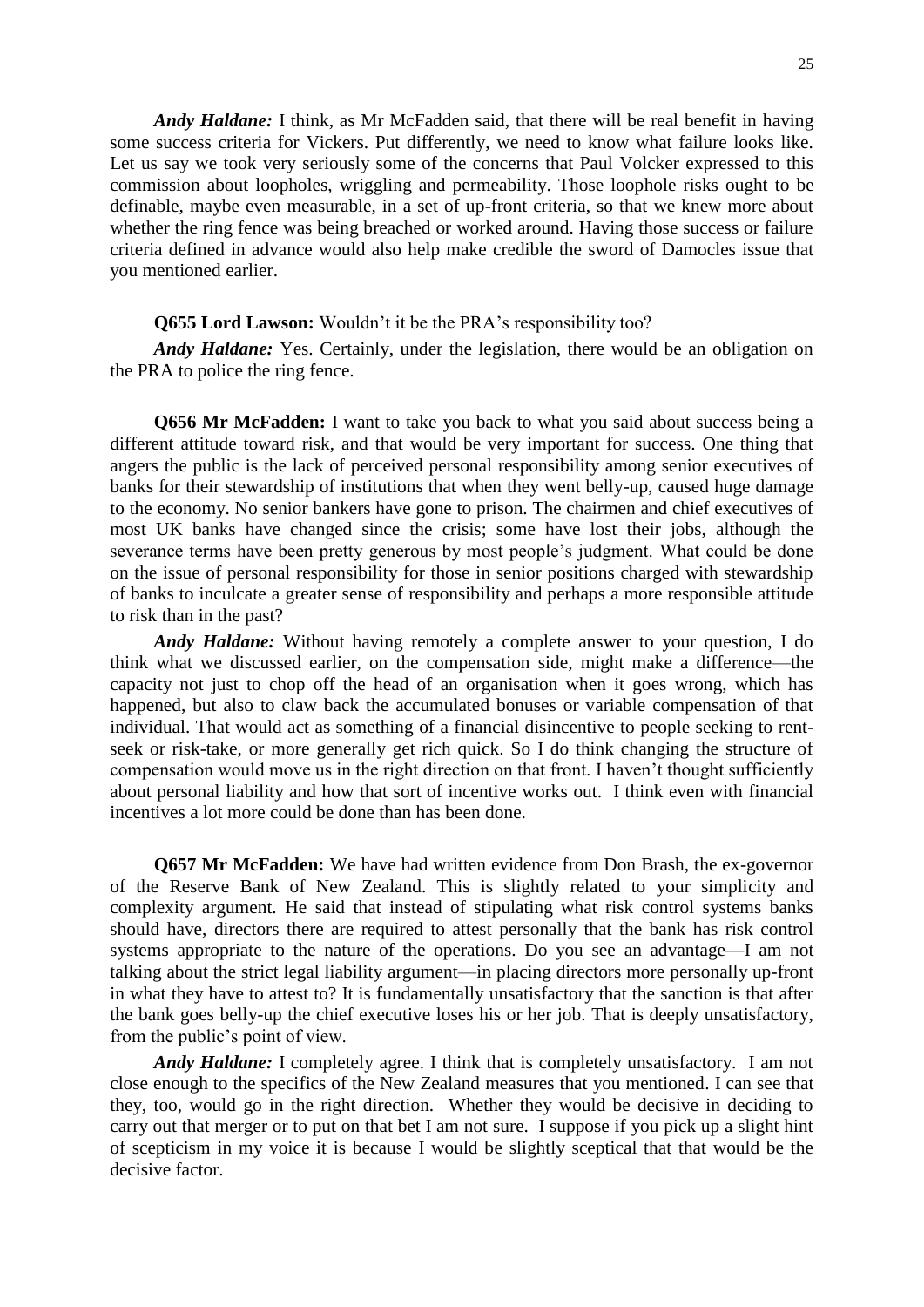***Andy Haldane:*** I think, as Mr McFadden said, that there will be real benefit in having some success criteria for Vickers. Put differently, we need to know what failure looks like. Let us say we took very seriously some of the concerns that Paul Volcker expressed to this commission about loopholes, wriggling and permeability. Those loophole risks ought to be definable, maybe even measurable, in a set of up-front criteria, so that we knew more about whether the ring fence was being breached or worked around. Having those success or failure criteria defined in advance would also help make credible the sword of Damocles issue that you mentioned earlier.

**Q655 Lord Lawson:** Wouldn't it be the PRA's responsibility too?

***Andy Haldane:*** Yes. Certainly, under the legislation, there would be an obligation on the PRA to police the ring fence.

**Q656 Mr McFadden:** I want to take you back to what you said about success being a different attitude toward risk, and that would be very important for success. One thing that angers the public is the lack of perceived personal responsibility among senior executives of banks for their stewardship of institutions that when they went belly-up, caused huge damage to the economy. No senior bankers have gone to prison. The chairmen and chief executives of most UK banks have changed since the crisis; some have lost their jobs, although the severance terms have been pretty generous by most people's judgment. What could be done on the issue of personal responsibility for those in senior positions charged with stewardship of banks to inculcate a greater sense of responsibility and perhaps a more responsible attitude to risk than in the past?

***Andy Haldane:*** Without having remotely a complete answer to your question, I do think what we discussed earlier, on the compensation side, might make a difference—the capacity not just to chop off the head of an organisation when it goes wrong, which has happened, but also to claw back the accumulated bonuses or variable compensation of that individual. That would act as something of a financial disincentive to people seeking to rent-seek or risk-take, or more generally get rich quick. So I do think changing the structure of compensation would move us in the right direction on that front. I haven't thought sufficiently about personal liability and how that sort of incentive works out. I think even with financial incentives a lot more could be done than has been done.

**Q657 Mr McFadden:** We have had written evidence from Don Brash, the ex-governor of the Reserve Bank of New Zealand. This is slightly related to your simplicity and complexity argument. He said that instead of stipulating what risk control systems banks should have, directors there are required to attest personally that the bank has risk control systems appropriate to the nature of the operations. Do you see an advantage—I am not talking about the strict legal liability argument—in placing directors more personally up-front in what they have to attest to? It is fundamentally unsatisfactory that the sanction is that after the bank goes belly-up the chief executive loses his or her job. That is deeply unsatisfactory, from the public's point of view.

***Andy Haldane:*** I completely agree. I think that is completely unsatisfactory. I am not close enough to the specifics of the New Zealand measures that you mentioned. I can see that they, too, would go in the right direction. Whether they would be decisive in deciding to carry out that merger or to put on that bet I am not sure. I suppose if you pick up a slight hint of scepticism in my voice it is because I would be slightly sceptical that that would be the decisive factor.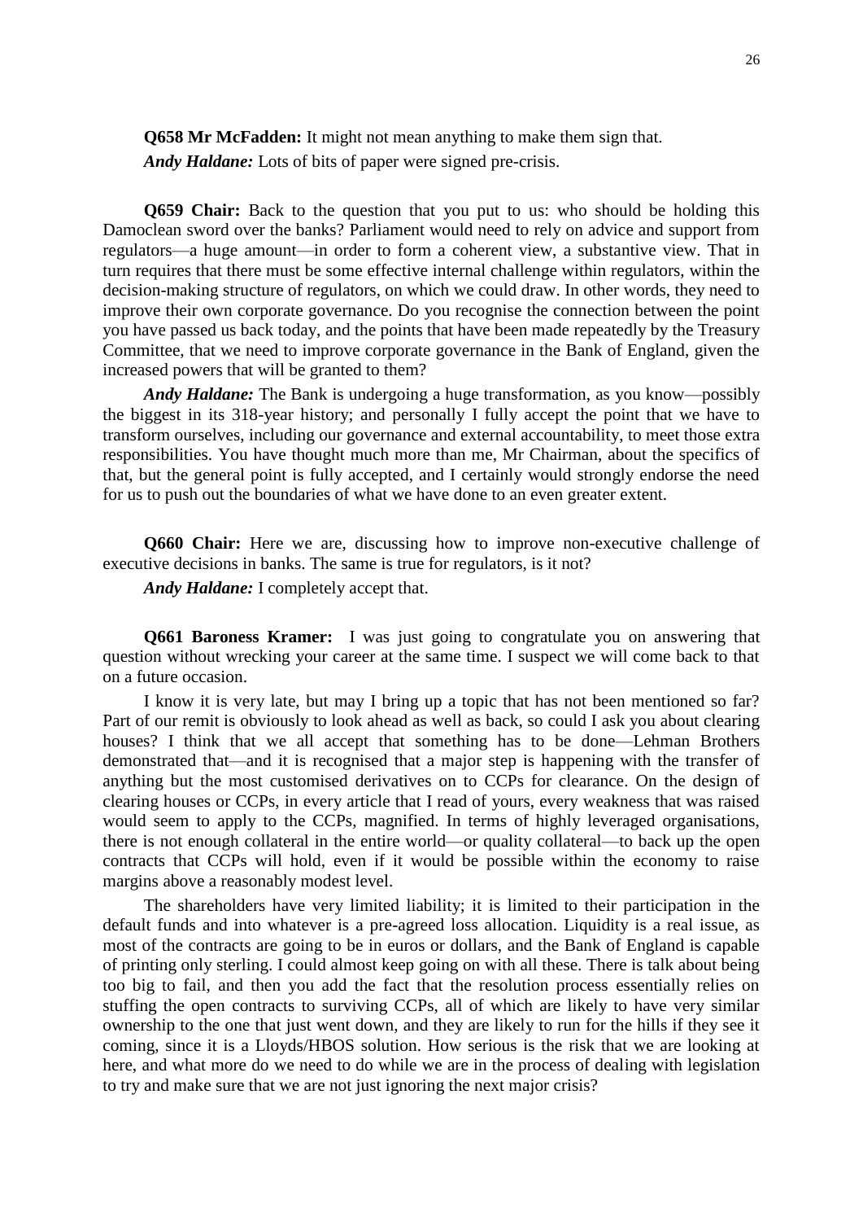**Q658 Mr McFadden:** It might not mean anything to make them sign that.

***Andy Haldane:*** Lots of bits of paper were signed pre-crisis.

**Q659 Chair:** Back to the question that you put to us: who should be holding this Damoclean sword over the banks? Parliament would need to rely on advice and support from regulators—a huge amount—in order to form a coherent view, a substantive view. That in turn requires that there must be some effective internal challenge within regulators, within the decision-making structure of regulators, on which we could draw. In other words, they need to improve their own corporate governance. Do you recognise the connection between the point you have passed us back today, and the points that have been made repeatedly by the Treasury Committee, that we need to improve corporate governance in the Bank of England, given the increased powers that will be granted to them?

***Andy Haldane:*** The Bank is undergoing a huge transformation, as you know—possibly the biggest in its 318-year history; and personally I fully accept the point that we have to transform ourselves, including our governance and external accountability, to meet those extra responsibilities. You have thought much more than me, Mr Chairman, about the specifics of that, but the general point is fully accepted, and I certainly would strongly endorse the need for us to push out the boundaries of what we have done to an even greater extent.

**Q660 Chair:** Here we are, discussing how to improve non-executive challenge of executive decisions in banks. The same is true for regulators, is it not?

***Andy Haldane:*** I completely accept that.

**Q661 Baroness Kramer:** I was just going to congratulate you on answering that question without wrecking your career at the same time. I suspect we will come back to that on a future occasion.

I know it is very late, but may I bring up a topic that has not been mentioned so far? Part of our remit is obviously to look ahead as well as back, so could I ask you about clearing houses? I think that we all accept that something has to be done—Lehman Brothers demonstrated that—and it is recognised that a major step is happening with the transfer of anything but the most customised derivatives on to CCPs for clearance. On the design of clearing houses or CCPs, in every article that I read of yours, every weakness that was raised would seem to apply to the CCPs, magnified. In terms of highly leveraged organisations, there is not enough collateral in the entire world—or quality collateral—to back up the open contracts that CCPs will hold, even if it would be possible within the economy to raise margins above a reasonably modest level.

The shareholders have very limited liability; it is limited to their participation in the default funds and into whatever is a pre-agreed loss allocation. Liquidity is a real issue, as most of the contracts are going to be in euros or dollars, and the Bank of England is capable of printing only sterling. I could almost keep going on with all these. There is talk about being too big to fail, and then you add the fact that the resolution process essentially relies on stuffing the open contracts to surviving CCPs, all of which are likely to have very similar ownership to the one that just went down, and they are likely to run for the hills if they see it coming, since it is a Lloyds/HBOS solution. How serious is the risk that we are looking at here, and what more do we need to do while we are in the process of dealing with legislation to try and make sure that we are not just ignoring the next major crisis?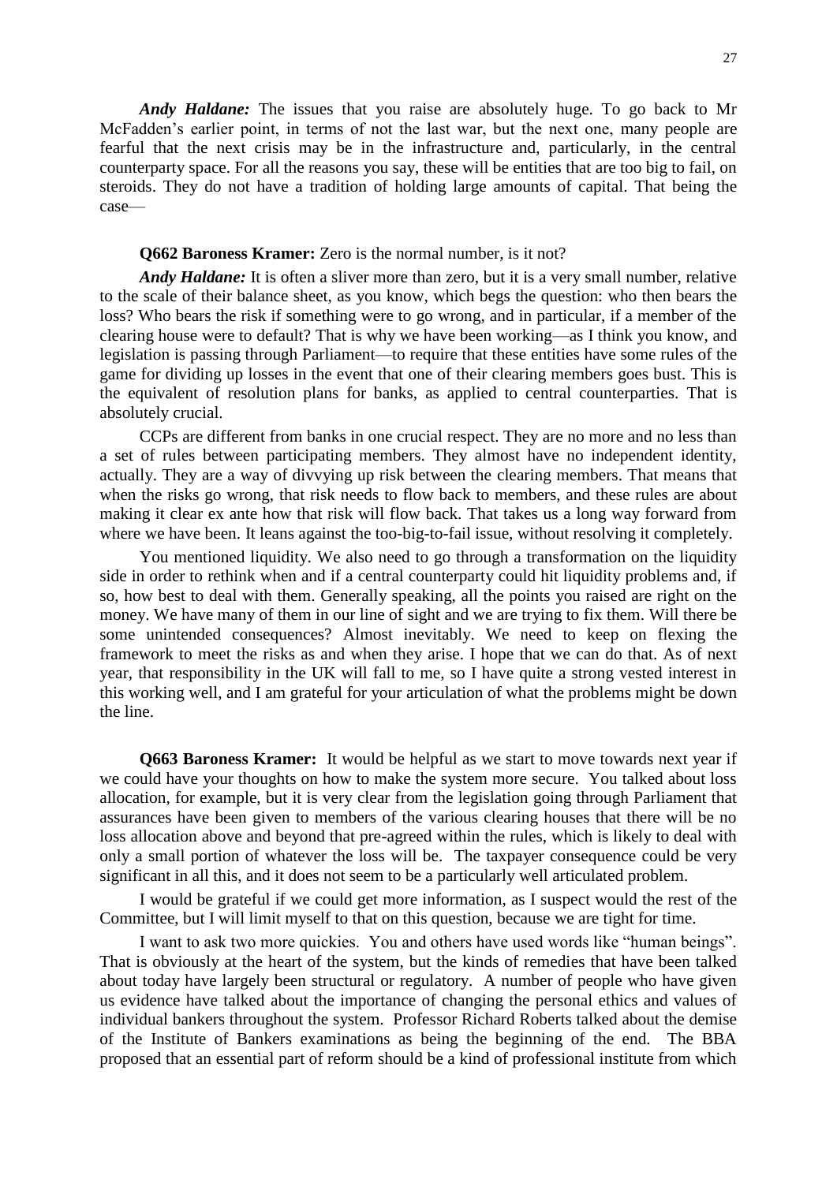*Andy Haldane:* The issues that you raise are absolutely huge. To go back to Mr McFadden's earlier point, in terms of not the last war, but the next one, many people are fearful that the next crisis may be in the infrastructure and, particularly, in the central counterparty space. For all the reasons you say, these will be entities that are too big to fail, on steroids. They do not have a tradition of holding large amounts of capital. That being the case—

**Q662 Baroness Kramer:** Zero is the normal number, is it not?

*Andy Haldane:* It is often a sliver more than zero, but it is a very small number, relative to the scale of their balance sheet, as you know, which begs the question: who then bears the loss? Who bears the risk if something were to go wrong, and in particular, if a member of the clearing house were to default? That is why we have been working—as I think you know, and legislation is passing through Parliament—to require that these entities have some rules of the game for dividing up losses in the event that one of their clearing members goes bust. This is the equivalent of resolution plans for banks, as applied to central counterparties. That is absolutely crucial.

CCPs are different from banks in one crucial respect. They are no more and no less than a set of rules between participating members. They almost have no independent identity, actually. They are a way of divvying up risk between the clearing members. That means that when the risks go wrong, that risk needs to flow back to members, and these rules are about making it clear ex ante how that risk will flow back. That takes us a long way forward from where we have been. It leans against the too-big-to-fail issue, without resolving it completely.

You mentioned liquidity. We also need to go through a transformation on the liquidity side in order to rethink when and if a central counterparty could hit liquidity problems and, if so, how best to deal with them. Generally speaking, all the points you raised are right on the money. We have many of them in our line of sight and we are trying to fix them. Will there be some unintended consequences? Almost inevitably. We need to keep on flexing the framework to meet the risks as and when they arise. I hope that we can do that. As of next year, that responsibility in the UK will fall to me, so I have quite a strong vested interest in this working well, and I am grateful for your articulation of what the problems might be down the line.

**Q663 Baroness Kramer:** It would be helpful as we start to move towards next year if we could have your thoughts on how to make the system more secure. You talked about loss allocation, for example, but it is very clear from the legislation going through Parliament that assurances have been given to members of the various clearing houses that there will be no loss allocation above and beyond that pre-agreed within the rules, which is likely to deal with only a small portion of whatever the loss will be. The taxpayer consequence could be very significant in all this, and it does not seem to be a particularly well articulated problem.

I would be grateful if we could get more information, as I suspect would the rest of the Committee, but I will limit myself to that on this question, because we are tight for time.

I want to ask two more quickies. You and others have used words like "human beings". That is obviously at the heart of the system, but the kinds of remedies that have been talked about today have largely been structural or regulatory. A number of people who have given us evidence have talked about the importance of changing the personal ethics and values of individual bankers throughout the system. Professor Richard Roberts talked about the demise of the Institute of Bankers examinations as being the beginning of the end. The BBA proposed that an essential part of reform should be a kind of professional institute from which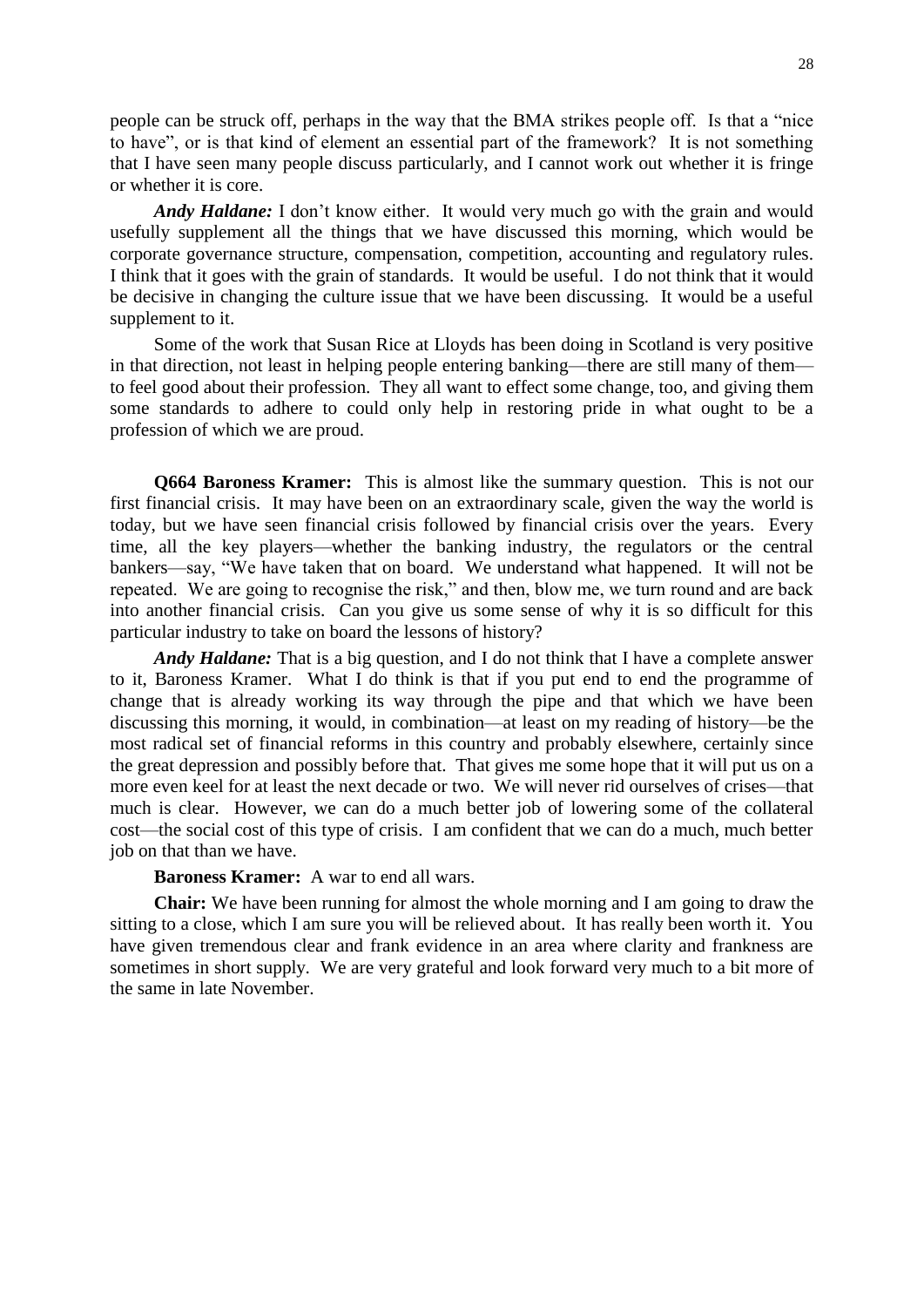people can be struck off, perhaps in the way that the BMA strikes people off. Is that a "nice to have", or is that kind of element an essential part of the framework? It is not something that I have seen many people discuss particularly, and I cannot work out whether it is fringe or whether it is core.

***Andy Haldane:*** I don't know either. It would very much go with the grain and would usefully supplement all the things that we have discussed this morning, which would be corporate governance structure, compensation, competition, accounting and regulatory rules. I think that it goes with the grain of standards. It would be useful. I do not think that it would be decisive in changing the culture issue that we have been discussing. It would be a useful supplement to it.

Some of the work that Susan Rice at Lloyds has been doing in Scotland is very positive in that direction, not least in helping people entering banking—there are still many of them—to feel good about their profession. They all want to effect some change, too, and giving them some standards to adhere to could only help in restoring pride in what ought to be a profession of which we are proud.

**Q664 Baroness Kramer:** This is almost like the summary question. This is not our first financial crisis. It may have been on an extraordinary scale, given the way the world is today, but we have seen financial crisis followed by financial crisis over the years. Every time, all the key players—whether the banking industry, the regulators or the central bankers—say, "We have taken that on board. We understand what happened. It will not be repeated. We are going to recognise the risk," and then, blow me, we turn round and are back into another financial crisis. Can you give us some sense of why it is so difficult for this particular industry to take on board the lessons of history?

***Andy Haldane:*** That is a big question, and I do not think that I have a complete answer to it, Baroness Kramer. What I do think is that if you put end to end the programme of change that is already working its way through the pipe and that which we have been discussing this morning, it would, in combination—at least on my reading of history—be the most radical set of financial reforms in this country and probably elsewhere, certainly since the great depression and possibly before that. That gives me some hope that it will put us on a more even keel for at least the next decade or two. We will never rid ourselves of crises—that much is clear. However, we can do a much better job of lowering some of the collateral cost—the social cost of this type of crisis. I am confident that we can do a much, much better job on that than we have.

**Baroness Kramer:** A war to end all wars.

**Chair:** We have been running for almost the whole morning and I am going to draw the sitting to a close, which I am sure you will be relieved about. It has really been worth it. You have given tremendous clear and frank evidence in an area where clarity and frankness are sometimes in short supply. We are very grateful and look forward very much to a bit more of the same in late November.